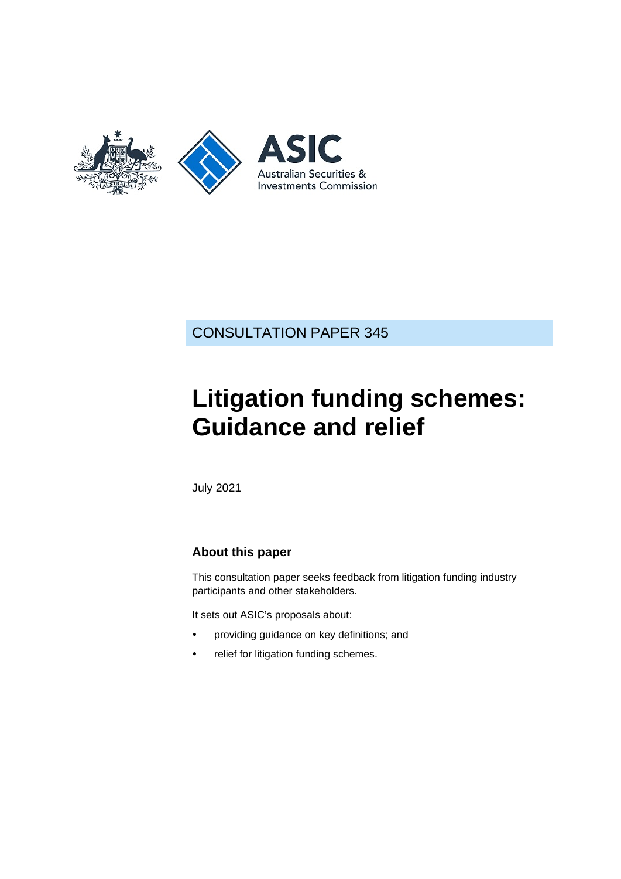CONSULTATION PAPER 345

# Litigation funding schemes: Guidance and relief

July 2021

### About this paper

This consultation paper seeks feedback from litigation funding industry participants and other stakeholders.

It sets out ASIC's proposals about:

- providing guidance on key definitions; and
- relief for litigation funding schemes.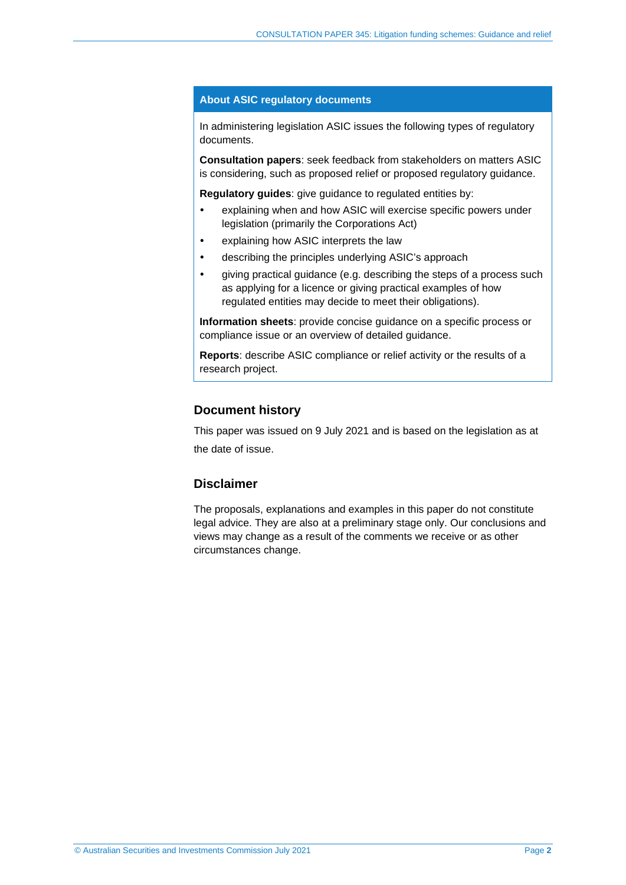## About ASIC regulatory documents

In administering legislation ASIC issues the following types of regulatory documents.

**Consultation papers**: seek feedback from stakeholders on matters ASIC is considering, such as proposed relief or proposed regulatory guidance.

**Regulatory guides**: give guidance to regulated entities by:

- explaining when and how ASIC will exercise specific powers under legislation (primarily the Corporations Act)
- explaining how ASIC interprets the law
- describing the principles underlying ASIC's approach
- giving practical guidance (e.g. describing the steps of a process such as applying for a licence or giving practical examples of how regulated entities may decide to meet their obligations).

**Information sheets**: provide concise guidance on a specific process or compliance issue or an overview of detailed guidance.

**Reports**: describe ASIC compliance or relief activity or the results of a research project.

## Document history

This paper was issued on 9 July 2021 and is based on the legislation as at the date of issue.

## Disclaimer

The proposals, explanations and examples in this paper do not constitute legal advice. They are also at a preliminary stage only. Our conclusions and views may change as a result of the comments we receive or as other circumstances change.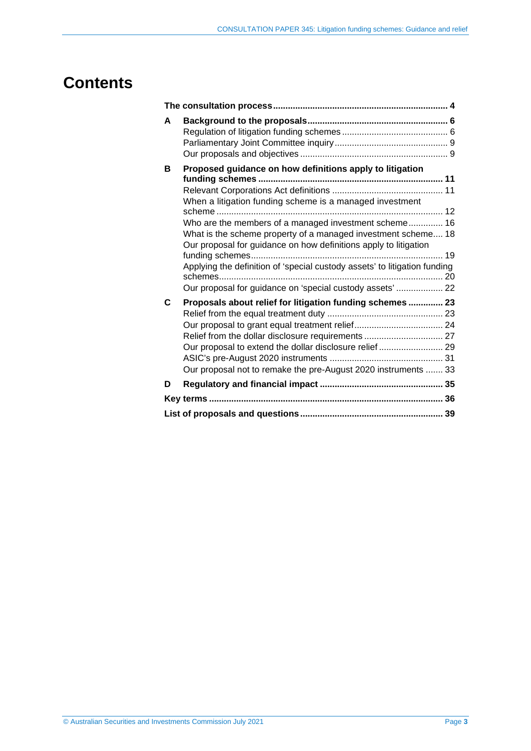# Contents

**The consultation process** ...................................................................... **4**

**A Background to the proposals** ........................................................ **6**
- Regulation of litigation funding schemes ........................................... 6
- Parliamentary Joint Committee inquiry ............................................. 9
- Our proposals and objectives ........................................................... 9

**B Proposed guidance on how definitions apply to litigation funding schemes** .......................................................................... **11**
- Relevant Corporations Act definitions ............................................ 11
- When a litigation funding scheme is a managed investment scheme ........................................................................................... 12
- Who are the members of a managed investment scheme.............. 16
- What is the scheme property of a managed investment scheme.... 18
- Our proposal for guidance on how definitions apply to litigation funding schemes.............................................................................. 19
- Applying the definition of 'special custody assets' to litigation funding schemes.......................................................................................... 20
- Our proposal for guidance on 'special custody assets' .................. 22

**C Proposals about relief for litigation funding schemes** .............. **23**
- Relief from the equal treatment duty ............................................... 23
- Our proposal to grant equal treatment relief.................................... 24
- Relief from the dollar disclosure requirements ................................ 27
- Our proposal to extend the dollar disclosure relief .......................... 29
- ASIC's pre-August 2020 instruments .............................................. 31
- Our proposal not to remake the pre-August 2020 instruments ....... 33

**D Regulatory and financial impact** ................................................. **35**

**Key terms** ............................................................................................. **36**

**List of proposals and questions** ......................................................... **39**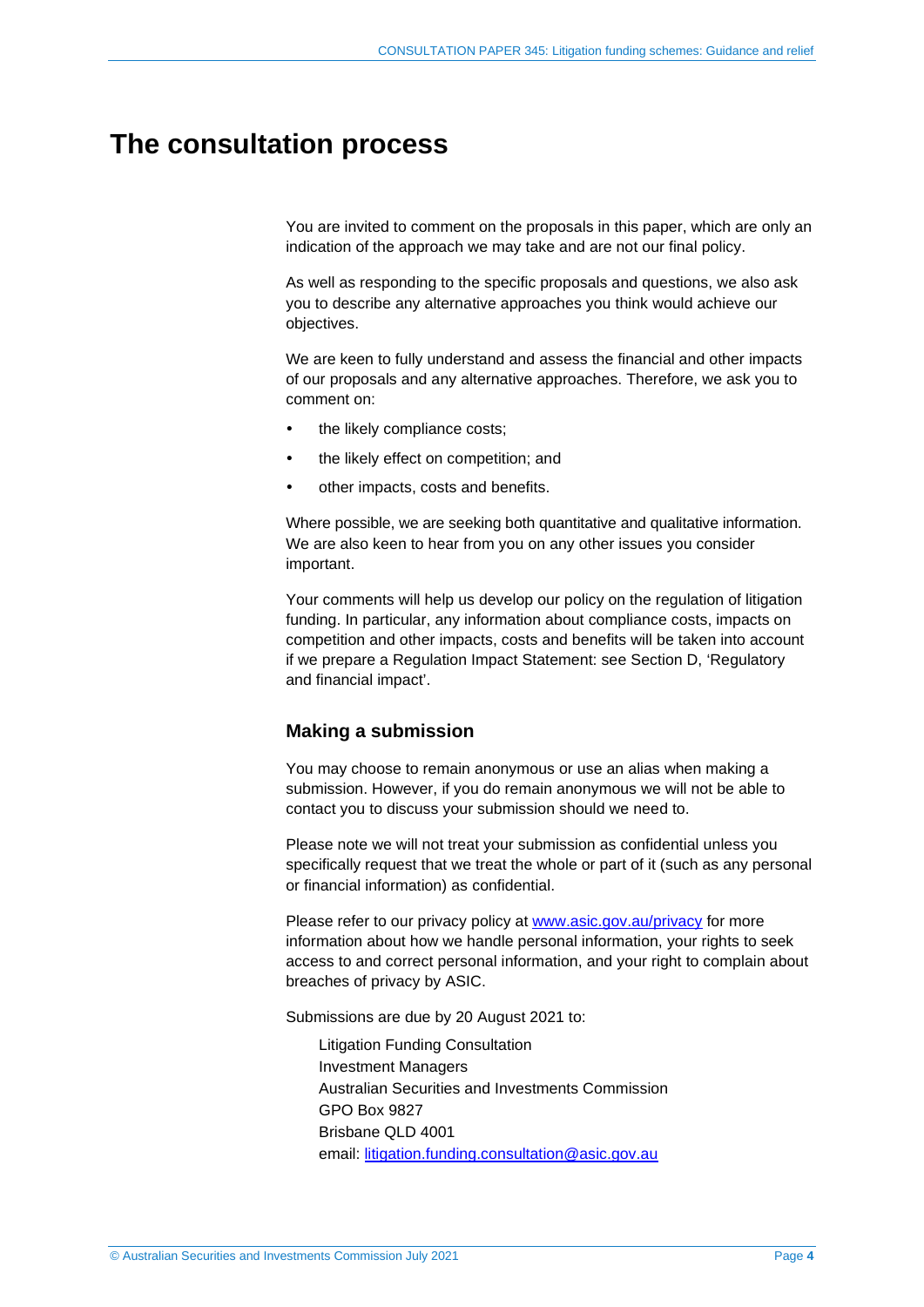# The consultation process

You are invited to comment on the proposals in this paper, which are only an indication of the approach we may take and are not our final policy.

As well as responding to the specific proposals and questions, we also ask you to describe any alternative approaches you think would achieve our objectives.

We are keen to fully understand and assess the financial and other impacts of our proposals and any alternative approaches. Therefore, we ask you to comment on:

- the likely compliance costs;
- the likely effect on competition; and
- other impacts, costs and benefits.

Where possible, we are seeking both quantitative and qualitative information. We are also keen to hear from you on any other issues you consider important.

Your comments will help us develop our policy on the regulation of litigation funding. In particular, any information about compliance costs, impacts on competition and other impacts, costs and benefits will be taken into account if we prepare a Regulation Impact Statement: see Section D, 'Regulatory and financial impact'.

## Making a submission

You may choose to remain anonymous or use an alias when making a submission. However, if you do remain anonymous we will not be able to contact you to discuss your submission should we need to.

Please note we will not treat your submission as confidential unless you specifically request that we treat the whole or part of it (such as any personal or financial information) as confidential.

Please refer to our privacy policy at [www.asic.gov.au/privacy](www.asic.gov.au/privacy) for more information about how we handle personal information, your rights to seek access to and correct personal information, and your right to complain about breaches of privacy by ASIC.

Submissions are due by 20 August 2021 to:

Litigation Funding Consultation
Investment Managers
Australian Securities and Investments Commission
GPO Box 9827
Brisbane QLD 4001
email: [litigation.funding.consultation@asic.gov.au](mailto:litigation.funding.consultation@asic.gov.au)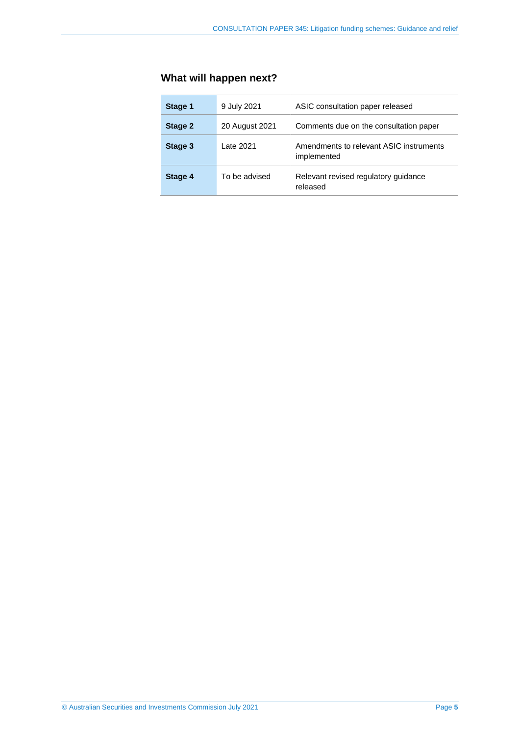## What will happen next?

| | | |
|---|---|---|
| **Stage 1** | 9 July 2021 | ASIC consultation paper released |
| **Stage 2** | 20 August 2021 | Comments due on the consultation paper |
| **Stage 3** | Late 2021 | Amendments to relevant ASIC instruments implemented |
| **Stage 4** | To be advised | Relevant revised regulatory guidance released |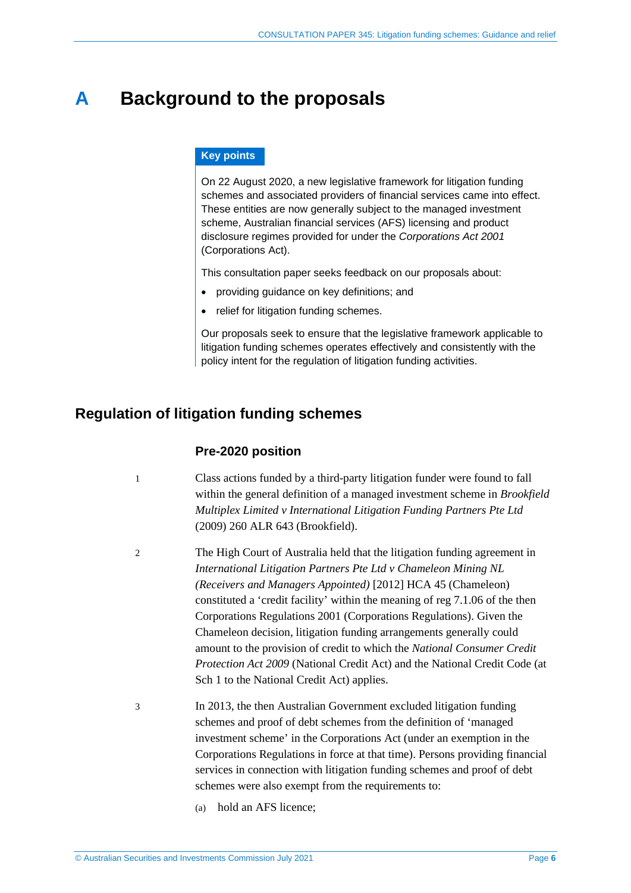# A Background to the proposals

**Key points**

On 22 August 2020, a new legislative framework for litigation funding schemes and associated providers of financial services came into effect. These entities are now generally subject to the managed investment scheme, Australian financial services (AFS) licensing and product disclosure regimes provided for under the *Corporations Act 2001* (Corporations Act).

This consultation paper seeks feedback on our proposals about:

- providing guidance on key definitions; and
- relief for litigation funding schemes.

Our proposals seek to ensure that the legislative framework applicable to litigation funding schemes operates effectively and consistently with the policy intent for the regulation of litigation funding activities.

## Regulation of litigation funding schemes

### Pre-2020 position

1 Class actions funded by a third-party litigation funder were found to fall within the general definition of a managed investment scheme in *Brookfield Multiplex Limited v International Litigation Funding Partners Pte Ltd* (2009) 260 ALR 643 (Brookfield).

2 The High Court of Australia held that the litigation funding agreement in *International Litigation Partners Pte Ltd v Chameleon Mining NL (Receivers and Managers Appointed)* [2012] HCA 45 (Chameleon) constituted a 'credit facility' within the meaning of reg 7.1.06 of the then Corporations Regulations 2001 (Corporations Regulations). Given the Chameleon decision, litigation funding arrangements generally could amount to the provision of credit to which the *National Consumer Credit Protection Act 2009* (National Credit Act) and the National Credit Code (at Sch 1 to the National Credit Act) applies.

3 In 2013, the then Australian Government excluded litigation funding schemes and proof of debt schemes from the definition of 'managed investment scheme' in the Corporations Act (under an exemption in the Corporations Regulations in force at that time). Persons providing financial services in connection with litigation funding schemes and proof of debt schemes were also exempt from the requirements to:

(a) hold an AFS licence;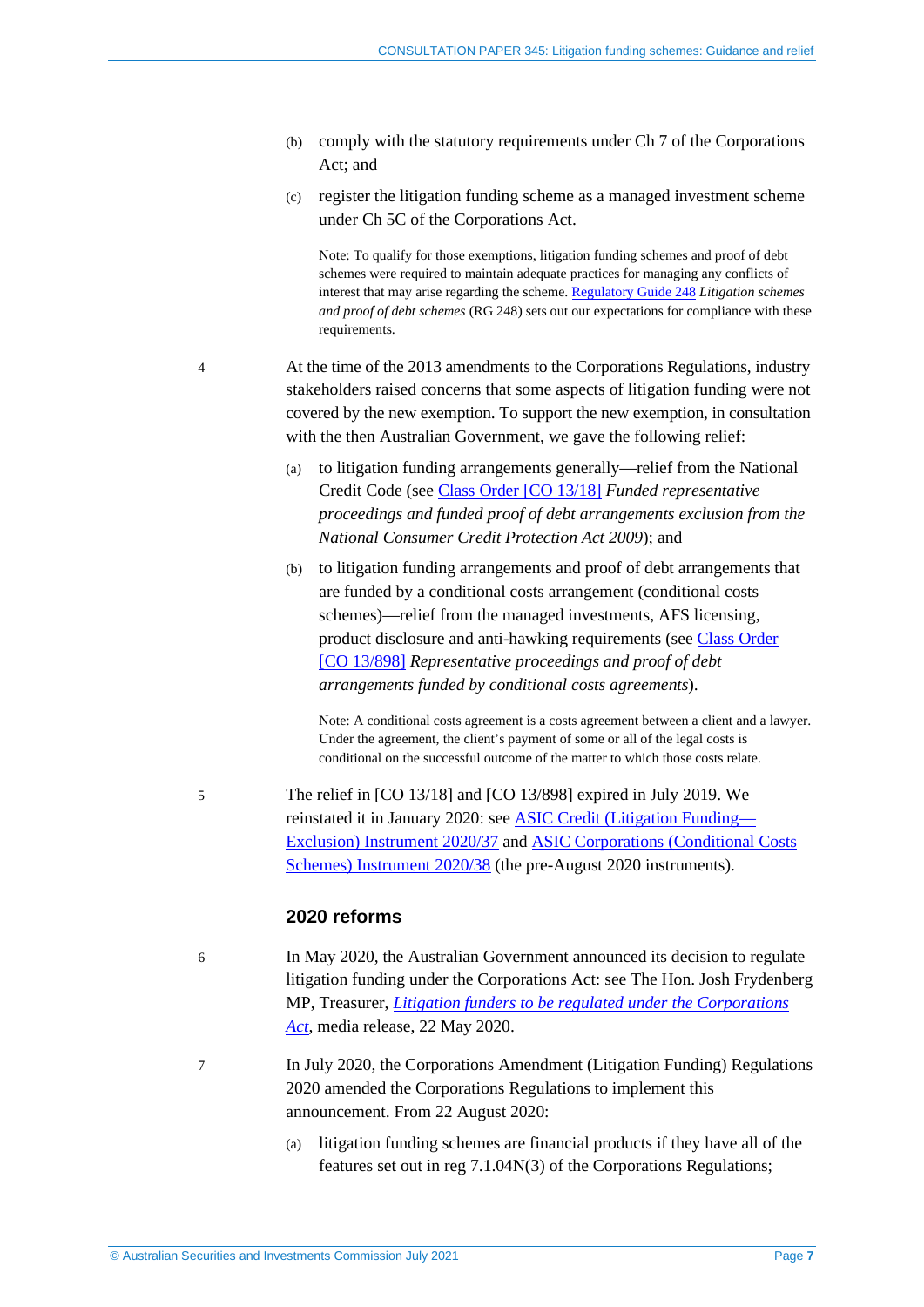(b) comply with the statutory requirements under Ch 7 of the Corporations Act; and

(c) register the litigation funding scheme as a managed investment scheme under Ch 5C of the Corporations Act.

Note: To qualify for those exemptions, litigation funding schemes and proof of debt schemes were required to maintain adequate practices for managing any conflicts of interest that may arise regarding the scheme. Regulatory Guide 248 *Litigation schemes and proof of debt schemes* (RG 248) sets out our expectations for compliance with these requirements.

4 At the time of the 2013 amendments to the Corporations Regulations, industry stakeholders raised concerns that some aspects of litigation funding were not covered by the new exemption. To support the new exemption, in consultation with the then Australian Government, we gave the following relief:

(a) to litigation funding arrangements generally—relief from the National Credit Code (see Class Order [CO 13/18] *Funded representative proceedings and funded proof of debt arrangements exclusion from the National Consumer Credit Protection Act 2009*); and

(b) to litigation funding arrangements and proof of debt arrangements that are funded by a conditional costs arrangement (conditional costs schemes)—relief from the managed investments, AFS licensing, product disclosure and anti-hawking requirements (see Class Order [CO 13/898] *Representative proceedings and proof of debt arrangements funded by conditional costs agreements*).

Note: A conditional costs agreement is a costs agreement between a client and a lawyer. Under the agreement, the client's payment of some or all of the legal costs is conditional on the successful outcome of the matter to which those costs relate.

5 The relief in [CO 13/18] and [CO 13/898] expired in July 2019. We reinstated it in January 2020: see ASIC Credit (Litigation Funding—Exclusion) Instrument 2020/37 and ASIC Corporations (Conditional Costs Schemes) Instrument 2020/38 (the pre-August 2020 instruments).

## 2020 reforms

6 In May 2020, the Australian Government announced its decision to regulate litigation funding under the Corporations Act: see The Hon. Josh Frydenberg MP, Treasurer, *Litigation funders to be regulated under the Corporations Act*, media release, 22 May 2020.

7 In July 2020, the Corporations Amendment (Litigation Funding) Regulations 2020 amended the Corporations Regulations to implement this announcement. From 22 August 2020:

(a) litigation funding schemes are financial products if they have all of the features set out in reg 7.1.04N(3) of the Corporations Regulations;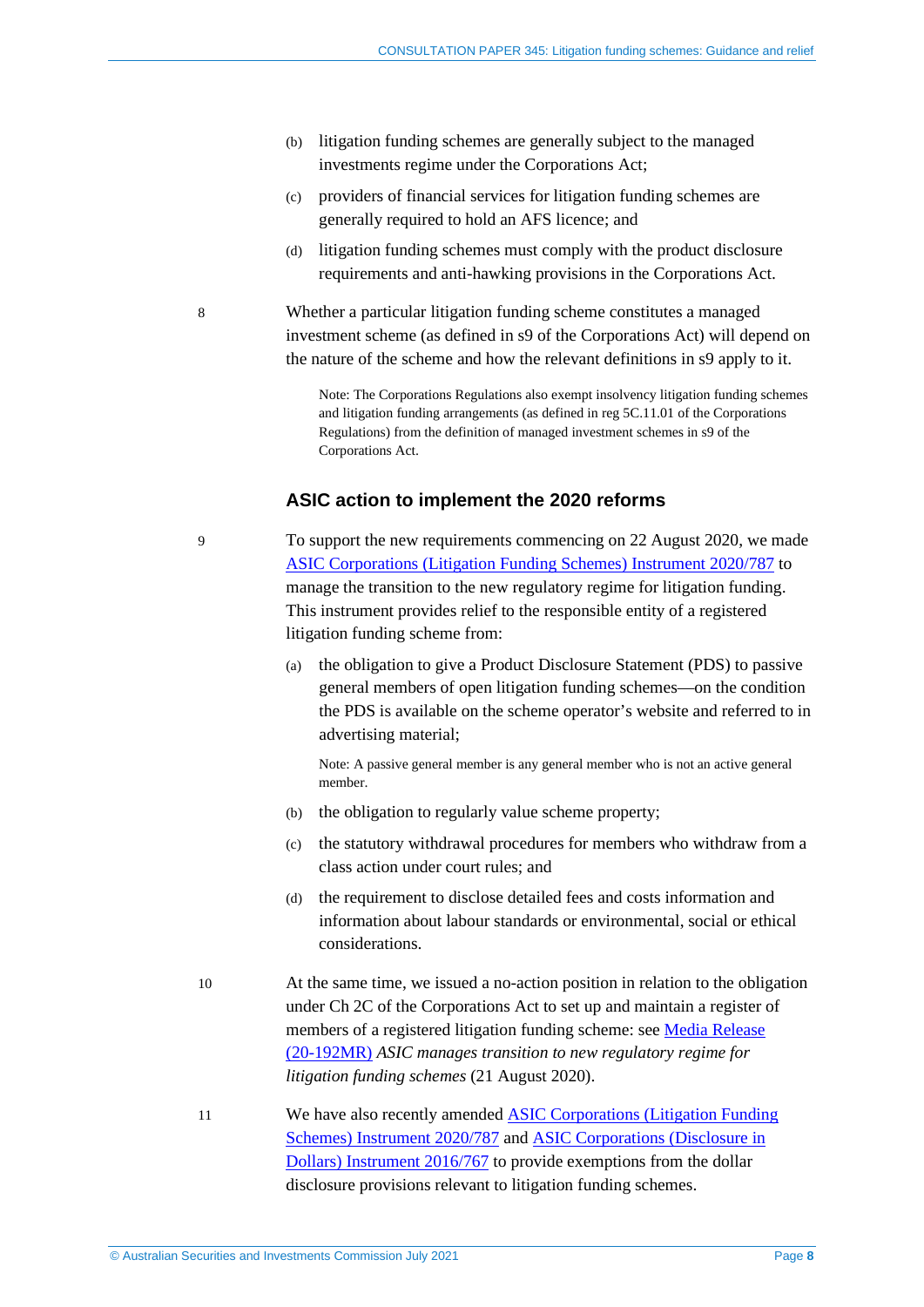(b) litigation funding schemes are generally subject to the managed investments regime under the Corporations Act;

(c) providers of financial services for litigation funding schemes are generally required to hold an AFS licence; and

(d) litigation funding schemes must comply with the product disclosure requirements and anti-hawking provisions in the Corporations Act.

8 Whether a particular litigation funding scheme constitutes a managed investment scheme (as defined in s9 of the Corporations Act) will depend on the nature of the scheme and how the relevant definitions in s9 apply to it.

> Note: The Corporations Regulations also exempt insolvency litigation funding schemes and litigation funding arrangements (as defined in reg 5C.11.01 of the Corporations Regulations) from the definition of managed investment schemes in s9 of the Corporations Act.

## ASIC action to implement the 2020 reforms

9 To support the new requirements commencing on 22 August 2020, we made ASIC Corporations (Litigation Funding Schemes) Instrument 2020/787 to manage the transition to the new regulatory regime for litigation funding. This instrument provides relief to the responsible entity of a registered litigation funding scheme from:

(a) the obligation to give a Product Disclosure Statement (PDS) to passive general members of open litigation funding schemes—on the condition the PDS is available on the scheme operator's website and referred to in advertising material;

> Note: A passive general member is any general member who is not an active general member.

(b) the obligation to regularly value scheme property;

(c) the statutory withdrawal procedures for members who withdraw from a class action under court rules; and

(d) the requirement to disclose detailed fees and costs information and information about labour standards or environmental, social or ethical considerations.

10 At the same time, we issued a no-action position in relation to the obligation under Ch 2C of the Corporations Act to set up and maintain a register of members of a registered litigation funding scheme: see Media Release (20-192MR) *ASIC manages transition to new regulatory regime for litigation funding schemes* (21 August 2020).

11 We have also recently amended ASIC Corporations (Litigation Funding Schemes) Instrument 2020/787 and ASIC Corporations (Disclosure in Dollars) Instrument 2016/767 to provide exemptions from the dollar disclosure provisions relevant to litigation funding schemes.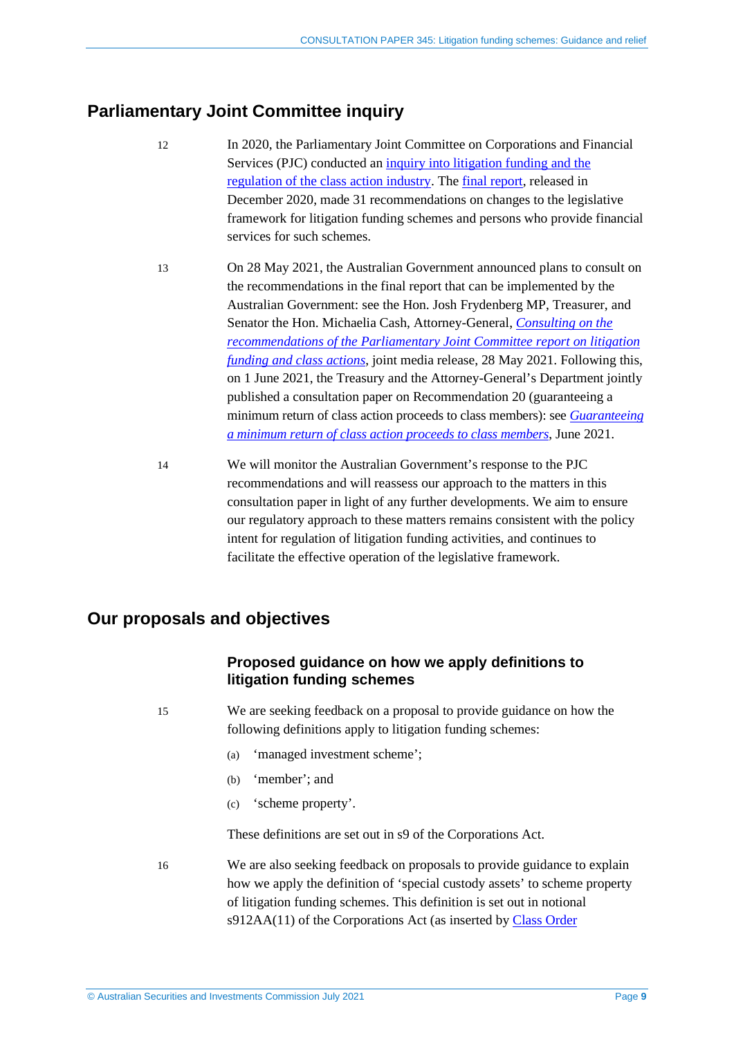## Parliamentary Joint Committee inquiry

12 In 2020, the Parliamentary Joint Committee on Corporations and Financial Services (PJC) conducted an inquiry into litigation funding and the regulation of the class action industry. The final report, released in December 2020, made 31 recommendations on changes to the legislative framework for litigation funding schemes and persons who provide financial services for such schemes.

13 On 28 May 2021, the Australian Government announced plans to consult on the recommendations in the final report that can be implemented by the Australian Government: see the Hon. Josh Frydenberg MP, Treasurer, and Senator the Hon. Michaelia Cash, Attorney-General, *Consulting on the recommendations of the Parliamentary Joint Committee report on litigation funding and class actions*, joint media release, 28 May 2021. Following this, on 1 June 2021, the Treasury and the Attorney-General's Department jointly published a consultation paper on Recommendation 20 (guaranteeing a minimum return of class action proceeds to class members): see *Guaranteeing a minimum return of class action proceeds to class members*, June 2021.

14 We will monitor the Australian Government's response to the PJC recommendations and will reassess our approach to the matters in this consultation paper in light of any further developments. We aim to ensure our regulatory approach to these matters remains consistent with the policy intent for regulation of litigation funding activities, and continues to facilitate the effective operation of the legislative framework.

## Our proposals and objectives

### Proposed guidance on how we apply definitions to litigation funding schemes

15 We are seeking feedback on a proposal to provide guidance on how the following definitions apply to litigation funding schemes:

(a) 'managed investment scheme';

(b) 'member'; and

(c) 'scheme property'.

These definitions are set out in s9 of the Corporations Act.

16 We are also seeking feedback on proposals to provide guidance to explain how we apply the definition of 'special custody assets' to scheme property of litigation funding schemes. This definition is set out in notional s912AA(11) of the Corporations Act (as inserted by Class Order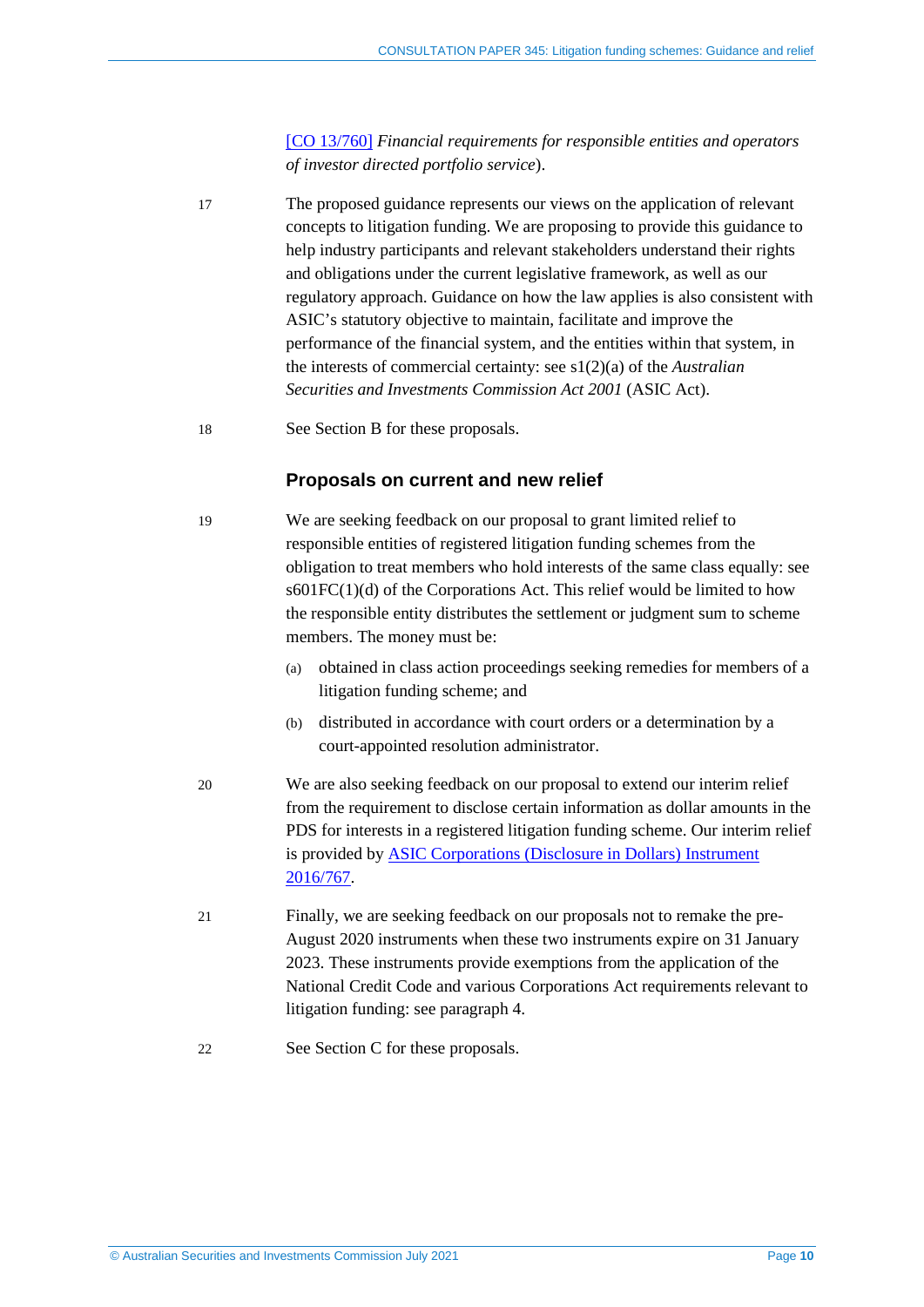[CO 13/760] *Financial requirements for responsible entities and operators of investor directed portfolio service*).

17 The proposed guidance represents our views on the application of relevant concepts to litigation funding. We are proposing to provide this guidance to help industry participants and relevant stakeholders understand their rights and obligations under the current legislative framework, as well as our regulatory approach. Guidance on how the law applies is also consistent with ASIC's statutory objective to maintain, facilitate and improve the performance of the financial system, and the entities within that system, in the interests of commercial certainty: see s1(2)(a) of the *Australian Securities and Investments Commission Act 2001* (ASIC Act).

18 See Section B for these proposals.

## Proposals on current and new relief

19 We are seeking feedback on our proposal to grant limited relief to responsible entities of registered litigation funding schemes from the obligation to treat members who hold interests of the same class equally: see s601FC(1)(d) of the Corporations Act. This relief would be limited to how the responsible entity distributes the settlement or judgment sum to scheme members. The money must be:

(a) obtained in class action proceedings seeking remedies for members of a litigation funding scheme; and

(b) distributed in accordance with court orders or a determination by a court-appointed resolution administrator.

20 We are also seeking feedback on our proposal to extend our interim relief from the requirement to disclose certain information as dollar amounts in the PDS for interests in a registered litigation funding scheme. Our interim relief is provided by ASIC Corporations (Disclosure in Dollars) Instrument 2016/767.

21 Finally, we are seeking feedback on our proposals not to remake the pre-August 2020 instruments when these two instruments expire on 31 January 2023. These instruments provide exemptions from the application of the National Credit Code and various Corporations Act requirements relevant to litigation funding: see paragraph 4.

22 See Section C for these proposals.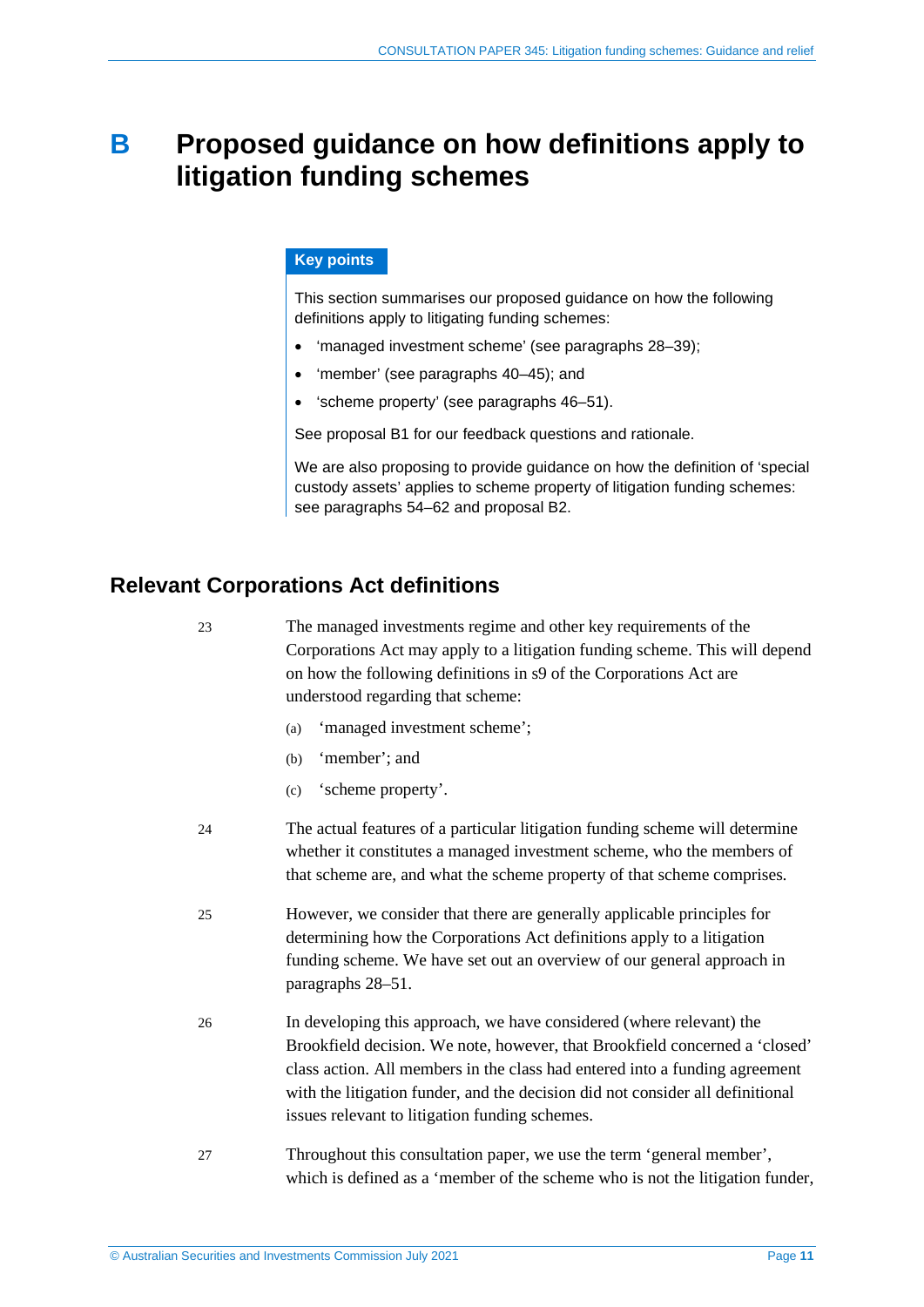# B Proposed guidance on how definitions apply to litigation funding schemes

**Key points**

This section summarises our proposed guidance on how the following definitions apply to litigating funding schemes:

- 'managed investment scheme' (see paragraphs 28–39);
- 'member' (see paragraphs 40–45); and
- 'scheme property' (see paragraphs 46–51).

See proposal B1 for our feedback questions and rationale.

We are also proposing to provide guidance on how the definition of 'special custody assets' applies to scheme property of litigation funding schemes: see paragraphs 54–62 and proposal B2.

## Relevant Corporations Act definitions

23 The managed investments regime and other key requirements of the Corporations Act may apply to a litigation funding scheme. This will depend on how the following definitions in s9 of the Corporations Act are understood regarding that scheme:

(a) 'managed investment scheme';

(b) 'member'; and

(c) 'scheme property'.

24 The actual features of a particular litigation funding scheme will determine whether it constitutes a managed investment scheme, who the members of that scheme are, and what the scheme property of that scheme comprises.

25 However, we consider that there are generally applicable principles for determining how the Corporations Act definitions apply to a litigation funding scheme. We have set out an overview of our general approach in paragraphs 28–51.

26 In developing this approach, we have considered (where relevant) the Brookfield decision. We note, however, that Brookfield concerned a 'closed' class action. All members in the class had entered into a funding agreement with the litigation funder, and the decision did not consider all definitional issues relevant to litigation funding schemes.

27 Throughout this consultation paper, we use the term 'general member', which is defined as a 'member of the scheme who is not the litigation funder,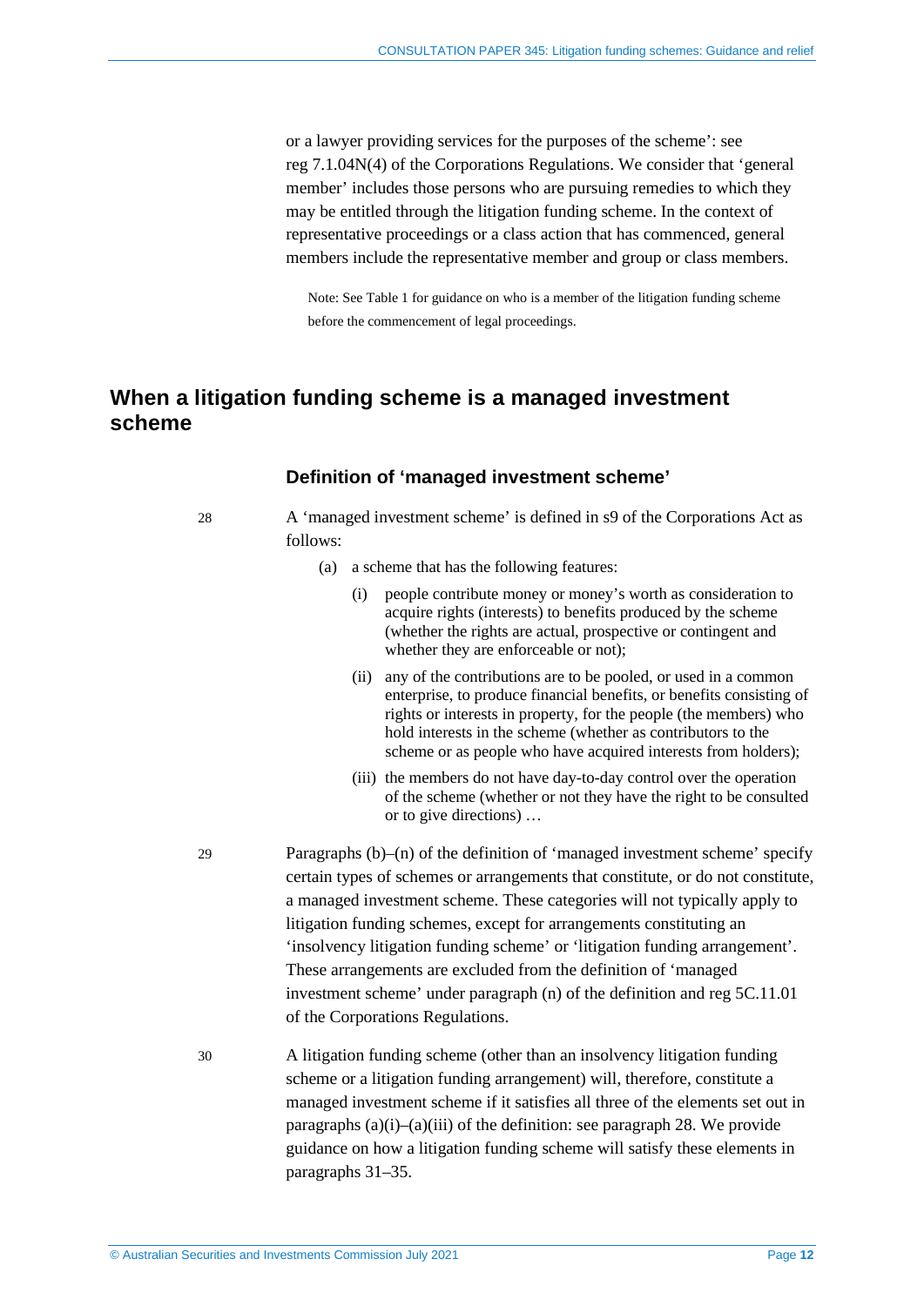or a lawyer providing services for the purposes of the scheme': see reg 7.1.04N(4) of the Corporations Regulations. We consider that 'general member' includes those persons who are pursuing remedies to which they may be entitled through the litigation funding scheme. In the context of representative proceedings or a class action that has commenced, general members include the representative member and group or class members.

Note: See Table 1 for guidance on who is a member of the litigation funding scheme before the commencement of legal proceedings.

## When a litigation funding scheme is a managed investment scheme

### Definition of 'managed investment scheme'

28 A 'managed investment scheme' is defined in s9 of the Corporations Act as follows:

(a) a scheme that has the following features:

(i) people contribute money or money's worth as consideration to acquire rights (interests) to benefits produced by the scheme (whether the rights are actual, prospective or contingent and whether they are enforceable or not);

(ii) any of the contributions are to be pooled, or used in a common enterprise, to produce financial benefits, or benefits consisting of rights or interests in property, for the people (the members) who hold interests in the scheme (whether as contributors to the scheme or as people who have acquired interests from holders);

(iii) the members do not have day-to-day control over the operation of the scheme (whether or not they have the right to be consulted or to give directions) …

29 Paragraphs (b)–(n) of the definition of 'managed investment scheme' specify certain types of schemes or arrangements that constitute, or do not constitute, a managed investment scheme. These categories will not typically apply to litigation funding schemes, except for arrangements constituting an 'insolvency litigation funding scheme' or 'litigation funding arrangement'. These arrangements are excluded from the definition of 'managed investment scheme' under paragraph (n) of the definition and reg 5C.11.01 of the Corporations Regulations.

30 A litigation funding scheme (other than an insolvency litigation funding scheme or a litigation funding arrangement) will, therefore, constitute a managed investment scheme if it satisfies all three of the elements set out in paragraphs (a)(i)–(a)(iii) of the definition: see paragraph 28. We provide guidance on how a litigation funding scheme will satisfy these elements in paragraphs 31–35.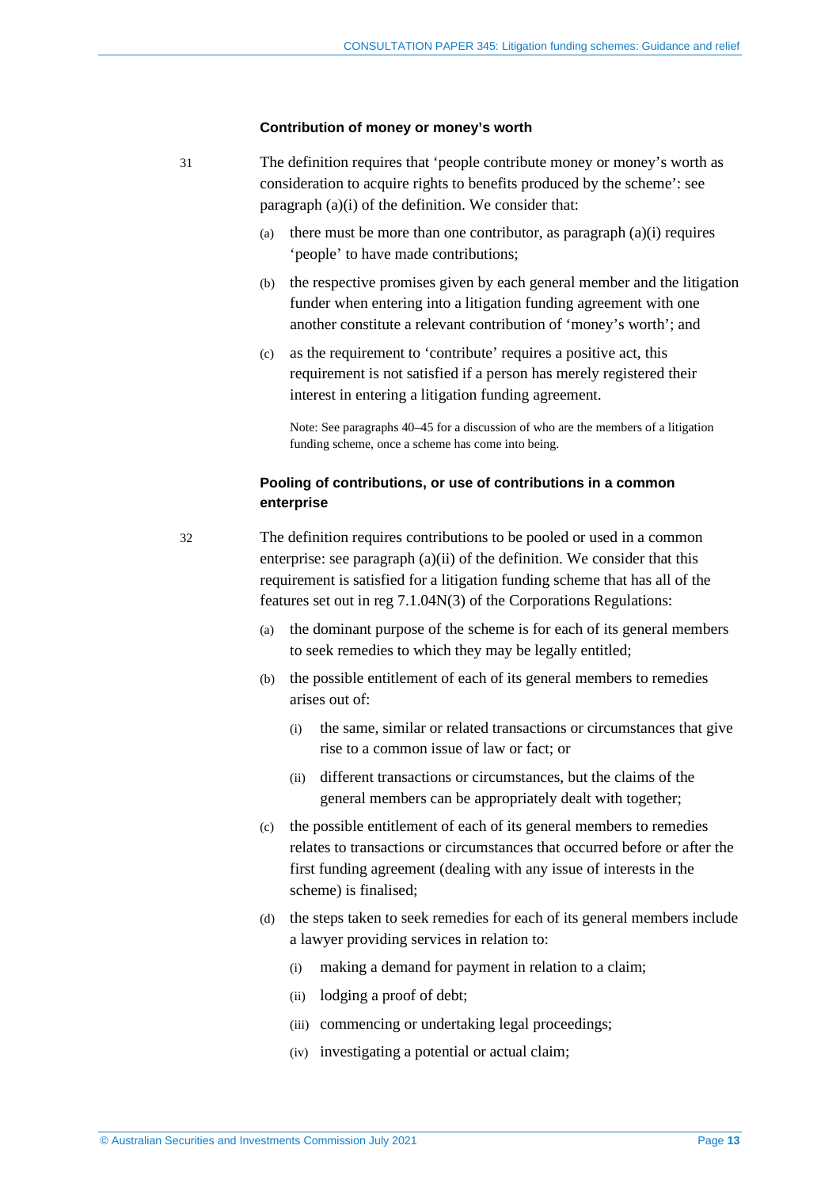### Contribution of money or money's worth

31 The definition requires that 'people contribute money or money's worth as consideration to acquire rights to benefits produced by the scheme': see paragraph (a)(i) of the definition. We consider that:

(a) there must be more than one contributor, as paragraph (a)(i) requires 'people' to have made contributions;

(b) the respective promises given by each general member and the litigation funder when entering into a litigation funding agreement with one another constitute a relevant contribution of 'money's worth'; and

(c) as the requirement to 'contribute' requires a positive act, this requirement is not satisfied if a person has merely registered their interest in entering a litigation funding agreement.

Note: See paragraphs 40–45 for a discussion of who are the members of a litigation funding scheme, once a scheme has come into being.

### Pooling of contributions, or use of contributions in a common enterprise

32 The definition requires contributions to be pooled or used in a common enterprise: see paragraph (a)(ii) of the definition. We consider that this requirement is satisfied for a litigation funding scheme that has all of the features set out in reg 7.1.04N(3) of the Corporations Regulations:

(a) the dominant purpose of the scheme is for each of its general members to seek remedies to which they may be legally entitled;

(b) the possible entitlement of each of its general members to remedies arises out of:

   (i) the same, similar or related transactions or circumstances that give rise to a common issue of law or fact; or

   (ii) different transactions or circumstances, but the claims of the general members can be appropriately dealt with together;

(c) the possible entitlement of each of its general members to remedies relates to transactions or circumstances that occurred before or after the first funding agreement (dealing with any issue of interests in the scheme) is finalised;

(d) the steps taken to seek remedies for each of its general members include a lawyer providing services in relation to:

   (i) making a demand for payment in relation to a claim;

   (ii) lodging a proof of debt;

   (iii) commencing or undertaking legal proceedings;

   (iv) investigating a potential or actual claim;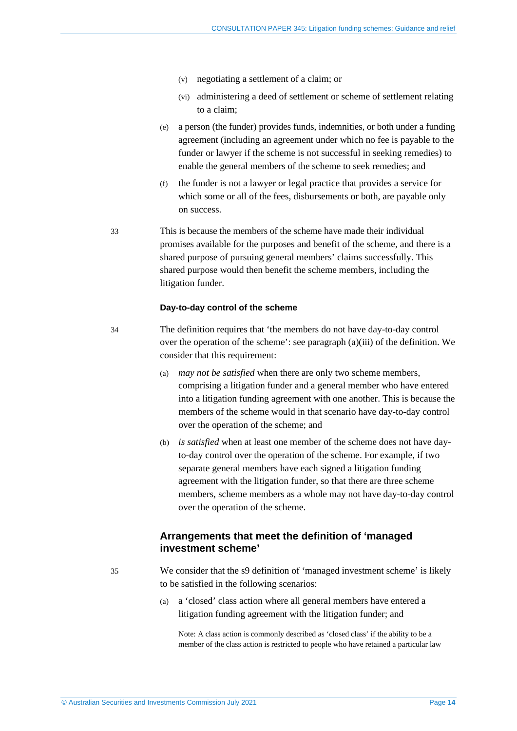(v) negotiating a settlement of a claim; or

(vi) administering a deed of settlement or scheme of settlement relating to a claim;

(e) a person (the funder) provides funds, indemnities, or both under a funding agreement (including an agreement under which no fee is payable to the funder or lawyer if the scheme is not successful in seeking remedies) to enable the general members of the scheme to seek remedies; and

(f) the funder is not a lawyer or legal practice that provides a service for which some or all of the fees, disbursements or both, are payable only on success.

33 This is because the members of the scheme have made their individual promises available for the purposes and benefit of the scheme, and there is a shared purpose of pursuing general members' claims successfully. This shared purpose would then benefit the scheme members, including the litigation funder.

#### Day-to-day control of the scheme

34 The definition requires that 'the members do not have day-to-day control over the operation of the scheme': see paragraph (a)(iii) of the definition. We consider that this requirement:

(a) *may not be satisfied* when there are only two scheme members, comprising a litigation funder and a general member who have entered into a litigation funding agreement with one another. This is because the members of the scheme would in that scenario have day-to-day control over the operation of the scheme; and

(b) *is satisfied* when at least one member of the scheme does not have day-to-day control over the operation of the scheme. For example, if two separate general members have each signed a litigation funding agreement with the litigation funder, so that there are three scheme members, scheme members as a whole may not have day-to-day control over the operation of the scheme.

### Arrangements that meet the definition of 'managed investment scheme'

35 We consider that the s9 definition of 'managed investment scheme' is likely to be satisfied in the following scenarios:

(a) a 'closed' class action where all general members have entered a litigation funding agreement with the litigation funder; and

Note: A class action is commonly described as 'closed class' if the ability to be a member of the class action is restricted to people who have retained a particular law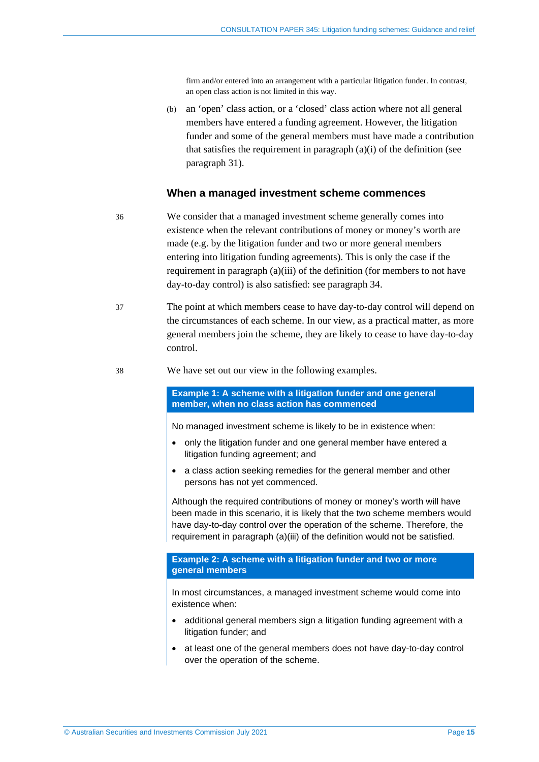firm and/or entered into an arrangement with a particular litigation funder. In contrast, an open class action is not limited in this way.

(b) an 'open' class action, or a 'closed' class action where not all general members have entered a funding agreement. However, the litigation funder and some of the general members must have made a contribution that satisfies the requirement in paragraph (a)(i) of the definition (see paragraph 31).

### When a managed investment scheme commences

36 We consider that a managed investment scheme generally comes into existence when the relevant contributions of money or money's worth are made (e.g. by the litigation funder and two or more general members entering into litigation funding agreements). This is only the case if the requirement in paragraph (a)(iii) of the definition (for members to not have day-to-day control) is also satisfied: see paragraph 34.

37 The point at which members cease to have day-to-day control will depend on the circumstances of each scheme. In our view, as a practical matter, as more general members join the scheme, they are likely to cease to have day-to-day control.

38 We have set out our view in the following examples.

**Example 1: A scheme with a litigation funder and one general member, when no class action has commenced**

No managed investment scheme is likely to be in existence when:

- only the litigation funder and one general member have entered a litigation funding agreement; and
- a class action seeking remedies for the general member and other persons has not yet commenced.

Although the required contributions of money or money's worth will have been made in this scenario, it is likely that the two scheme members would have day-to-day control over the operation of the scheme. Therefore, the requirement in paragraph (a)(iii) of the definition would not be satisfied.

**Example 2: A scheme with a litigation funder and two or more general members**

In most circumstances, a managed investment scheme would come into existence when:

- additional general members sign a litigation funding agreement with a litigation funder; and
- at least one of the general members does not have day-to-day control over the operation of the scheme.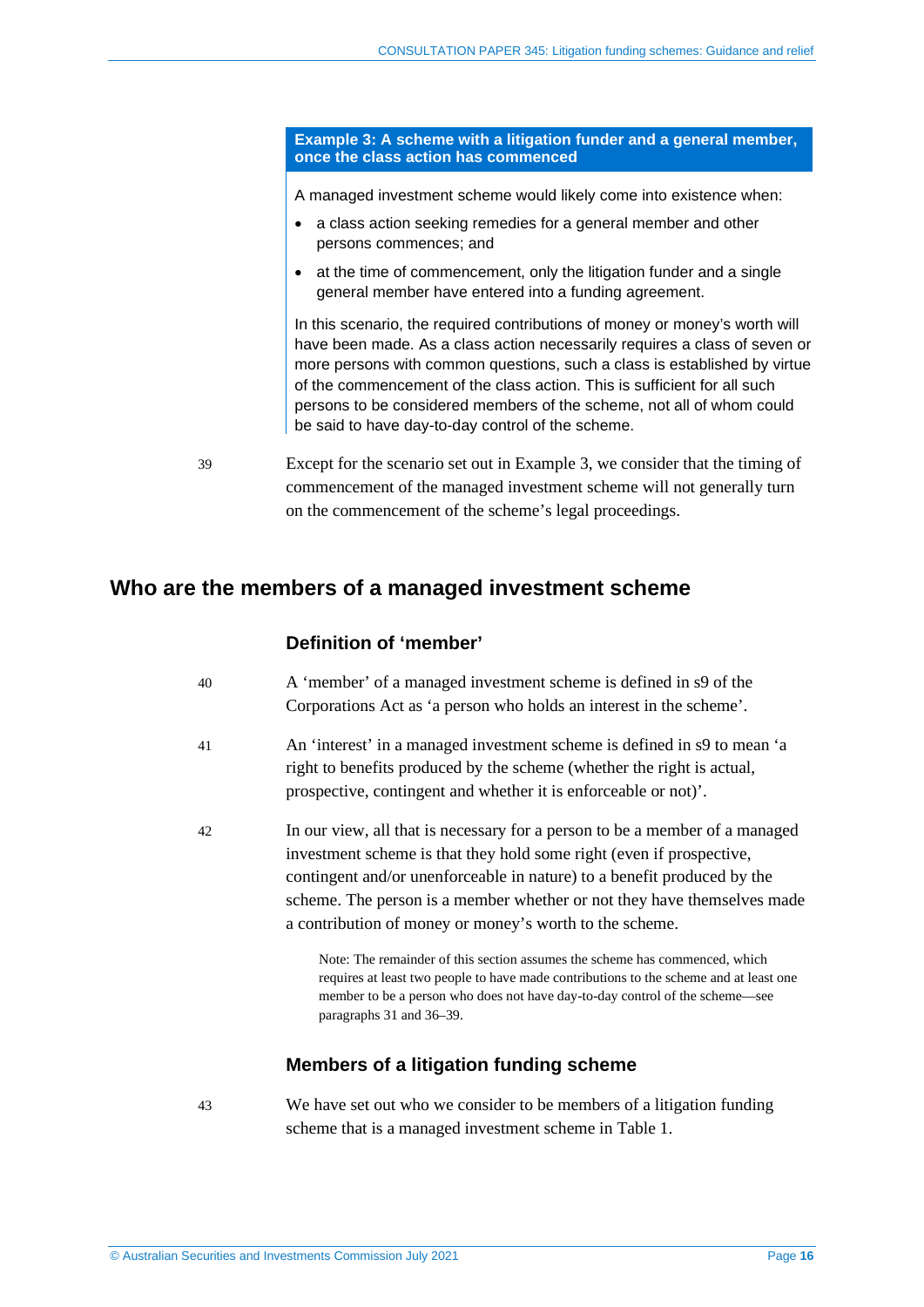**Example 3: A scheme with a litigation funder and a general member, once the class action has commenced**

A managed investment scheme would likely come into existence when:

- a class action seeking remedies for a general member and other persons commences; and
- at the time of commencement, only the litigation funder and a single general member have entered into a funding agreement.

In this scenario, the required contributions of money or money's worth will have been made. As a class action necessarily requires a class of seven or more persons with common questions, such a class is established by virtue of the commencement of the class action. This is sufficient for all such persons to be considered members of the scheme, not all of whom could be said to have day-to-day control of the scheme.

39 Except for the scenario set out in Example 3, we consider that the timing of commencement of the managed investment scheme will not generally turn on the commencement of the scheme's legal proceedings.

## Who are the members of a managed investment scheme

### Definition of 'member'

40 A 'member' of a managed investment scheme is defined in s9 of the Corporations Act as 'a person who holds an interest in the scheme'.

41 An 'interest' in a managed investment scheme is defined in s9 to mean 'a right to benefits produced by the scheme (whether the right is actual, prospective, contingent and whether it is enforceable or not)'.

42 In our view, all that is necessary for a person to be a member of a managed investment scheme is that they hold some right (even if prospective, contingent and/or unenforceable in nature) to a benefit produced by the scheme. The person is a member whether or not they have themselves made a contribution of money or money's worth to the scheme.

Note: The remainder of this section assumes the scheme has commenced, which requires at least two people to have made contributions to the scheme and at least one member to be a person who does not have day-to-day control of the scheme—see paragraphs 31 and 36–39.

### Members of a litigation funding scheme

43 We have set out who we consider to be members of a litigation funding scheme that is a managed investment scheme in Table 1.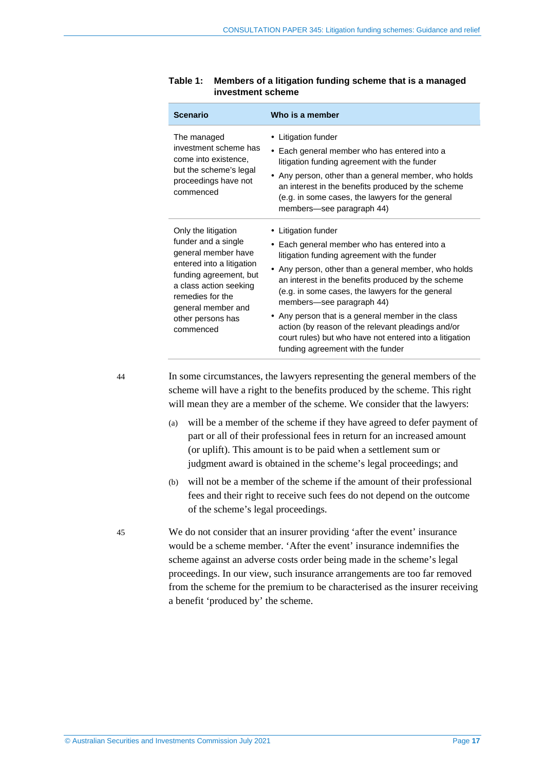**Table 1: Members of a litigation funding scheme that is a managed investment scheme**

| Scenario | Who is a member |
|---|---|
| The managed investment scheme has come into existence, but the scheme's legal proceedings have not commenced | • Litigation funder<br>• Each general member who has entered into a litigation funding agreement with the funder<br>• Any person, other than a general member, who holds an interest in the benefits produced by the scheme (e.g. in some cases, the lawyers for the general members—see paragraph 44) |
| Only the litigation funder and a single general member have entered into a litigation funding agreement, but a class action seeking remedies for the general member and other persons has commenced | • Litigation funder<br>• Each general member who has entered into a litigation funding agreement with the funder<br>• Any person, other than a general member, who holds an interest in the benefits produced by the scheme (e.g. in some cases, the lawyers for the general members—see paragraph 44)<br>• Any person that is a general member in the class action (by reason of the relevant pleadings and/or court rules) but who have not entered into a litigation funding agreement with the funder |

44 In some circumstances, the lawyers representing the general members of the scheme will have a right to the benefits produced by the scheme. This right will mean they are a member of the scheme. We consider that the lawyers:

(a) will be a member of the scheme if they have agreed to defer payment of part or all of their professional fees in return for an increased amount (or uplift). This amount is to be paid when a settlement sum or judgment award is obtained in the scheme's legal proceedings; and

(b) will not be a member of the scheme if the amount of their professional fees and their right to receive such fees do not depend on the outcome of the scheme's legal proceedings.

45 We do not consider that an insurer providing 'after the event' insurance would be a scheme member. 'After the event' insurance indemnifies the scheme against an adverse costs order being made in the scheme's legal proceedings. In our view, such insurance arrangements are too far removed from the scheme for the premium to be characterised as the insurer receiving a benefit 'produced by' the scheme.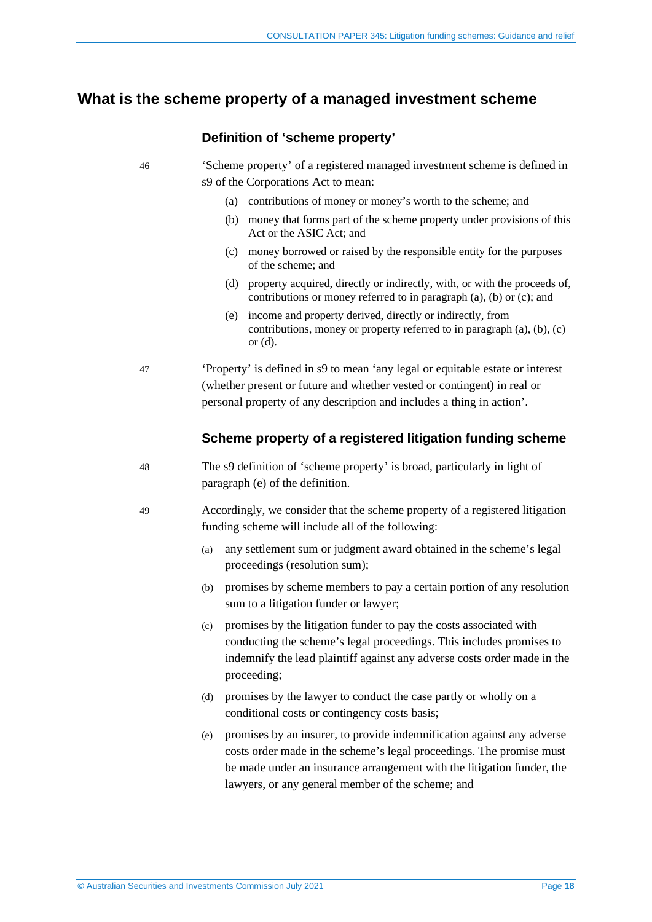## What is the scheme property of a managed investment scheme

### Definition of 'scheme property'

46 'Scheme property' of a registered managed investment scheme is defined in s9 of the Corporations Act to mean:

(a) contributions of money or money's worth to the scheme; and

(b) money that forms part of the scheme property under provisions of this Act or the ASIC Act; and

(c) money borrowed or raised by the responsible entity for the purposes of the scheme; and

(d) property acquired, directly or indirectly, with, or with the proceeds of, contributions or money referred to in paragraph (a), (b) or (c); and

(e) income and property derived, directly or indirectly, from contributions, money or property referred to in paragraph (a), (b), (c) or (d).

47 'Property' is defined in s9 to mean 'any legal or equitable estate or interest (whether present or future and whether vested or contingent) in real or personal property of any description and includes a thing in action'.

### Scheme property of a registered litigation funding scheme

48 The s9 definition of 'scheme property' is broad, particularly in light of paragraph (e) of the definition.

49 Accordingly, we consider that the scheme property of a registered litigation funding scheme will include all of the following:

(a) any settlement sum or judgment award obtained in the scheme's legal proceedings (resolution sum);

(b) promises by scheme members to pay a certain portion of any resolution sum to a litigation funder or lawyer;

(c) promises by the litigation funder to pay the costs associated with conducting the scheme's legal proceedings. This includes promises to indemnify the lead plaintiff against any adverse costs order made in the proceeding;

(d) promises by the lawyer to conduct the case partly or wholly on a conditional costs or contingency costs basis;

(e) promises by an insurer, to provide indemnification against any adverse costs order made in the scheme's legal proceedings. The promise must be made under an insurance arrangement with the litigation funder, the lawyers, or any general member of the scheme; and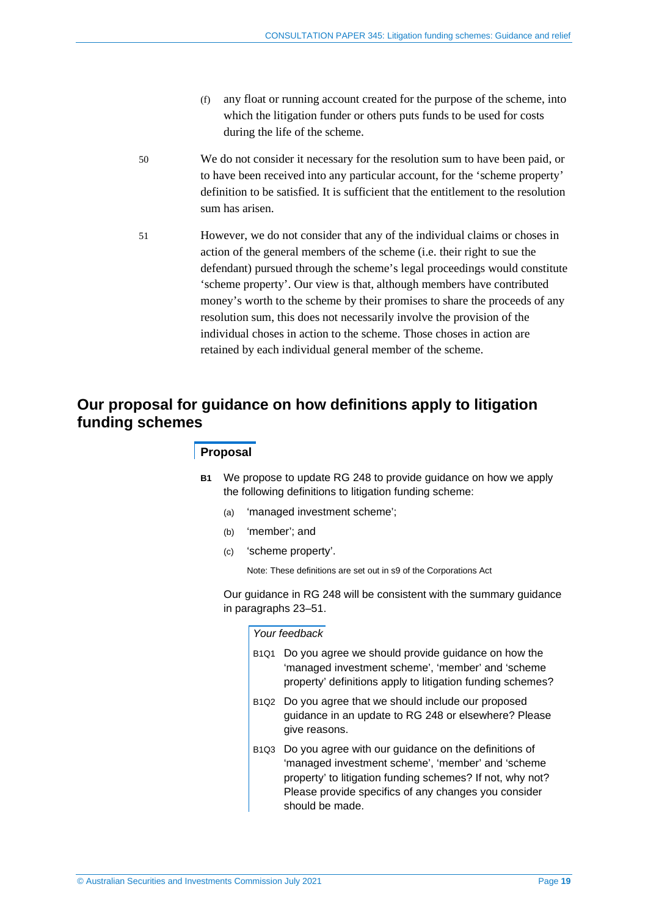(f) any float or running account created for the purpose of the scheme, into which the litigation funder or others puts funds to be used for costs during the life of the scheme.

50 We do not consider it necessary for the resolution sum to have been paid, or to have been received into any particular account, for the 'scheme property' definition to be satisfied. It is sufficient that the entitlement to the resolution sum has arisen.

51 However, we do not consider that any of the individual claims or choses in action of the general members of the scheme (i.e. their right to sue the defendant) pursued through the scheme's legal proceedings would constitute 'scheme property'. Our view is that, although members have contributed money's worth to the scheme by their promises to share the proceeds of any resolution sum, this does not necessarily involve the provision of the individual choses in action to the scheme. Those choses in action are retained by each individual general member of the scheme.

## Our proposal for guidance on how definitions apply to litigation funding schemes

### Proposal

**B1** We propose to update RG 248 to provide guidance on how we apply the following definitions to litigation funding scheme:

(a) 'managed investment scheme';

(b) 'member'; and

(c) 'scheme property'.

Note: These definitions are set out in s9 of the Corporations Act

Our guidance in RG 248 will be consistent with the summary guidance in paragraphs 23–51.

*Your feedback*

B1Q1 Do you agree we should provide guidance on how the 'managed investment scheme', 'member' and 'scheme property' definitions apply to litigation funding schemes?

B1Q2 Do you agree that we should include our proposed guidance in an update to RG 248 or elsewhere? Please give reasons.

B1Q3 Do you agree with our guidance on the definitions of 'managed investment scheme', 'member' and 'scheme property' to litigation funding schemes? If not, why not? Please provide specifics of any changes you consider should be made.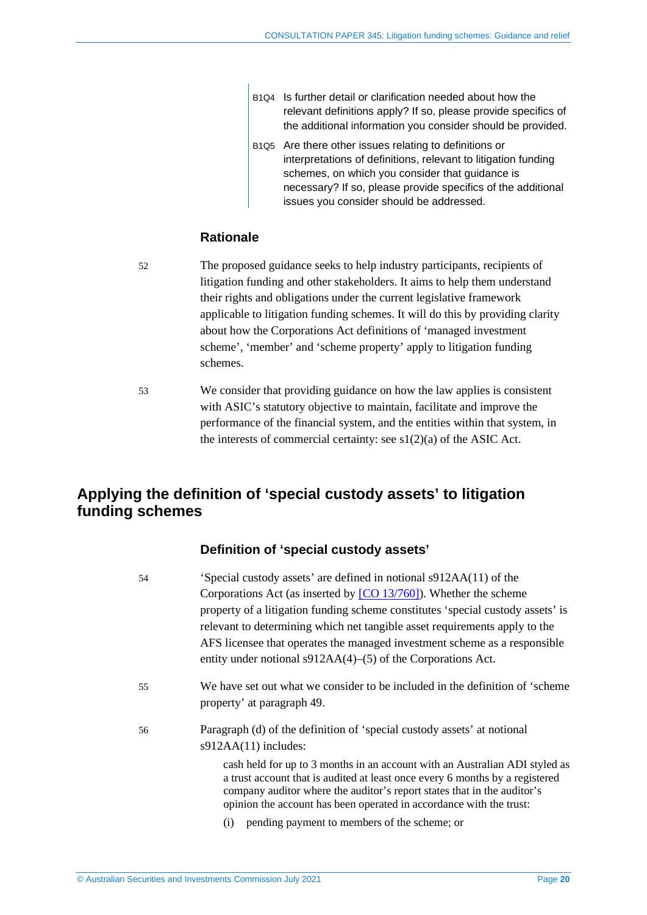B1Q4 Is further detail or clarification needed about how the relevant definitions apply? If so, please provide specifics of the additional information you consider should be provided.

B1Q5 Are there other issues relating to definitions or interpretations of definitions, relevant to litigation funding schemes, on which you consider that guidance is necessary? If so, please provide specifics of the additional issues you consider should be addressed.

### Rationale

52 The proposed guidance seeks to help industry participants, recipients of litigation funding and other stakeholders. It aims to help them understand their rights and obligations under the current legislative framework applicable to litigation funding schemes. It will do this by providing clarity about how the Corporations Act definitions of 'managed investment scheme', 'member' and 'scheme property' apply to litigation funding schemes.

53 We consider that providing guidance on how the law applies is consistent with ASIC's statutory objective to maintain, facilitate and improve the performance of the financial system, and the entities within that system, in the interests of commercial certainty: see s1(2)(a) of the ASIC Act.

## Applying the definition of 'special custody assets' to litigation funding schemes

### Definition of 'special custody assets'

54 'Special custody assets' are defined in notional s912AA(11) of the Corporations Act (as inserted by [CO 13/760]). Whether the scheme property of a litigation funding scheme constitutes 'special custody assets' is relevant to determining which net tangible asset requirements apply to the AFS licensee that operates the managed investment scheme as a responsible entity under notional s912AA(4)–(5) of the Corporations Act.

55 We have set out what we consider to be included in the definition of 'scheme property' at paragraph 49.

56 Paragraph (d) of the definition of 'special custody assets' at notional s912AA(11) includes:

> cash held for up to 3 months in an account with an Australian ADI styled as a trust account that is audited at least once every 6 months by a registered company auditor where the auditor's report states that in the auditor's opinion the account has been operated in accordance with the trust:
>
> (i) pending payment to members of the scheme; or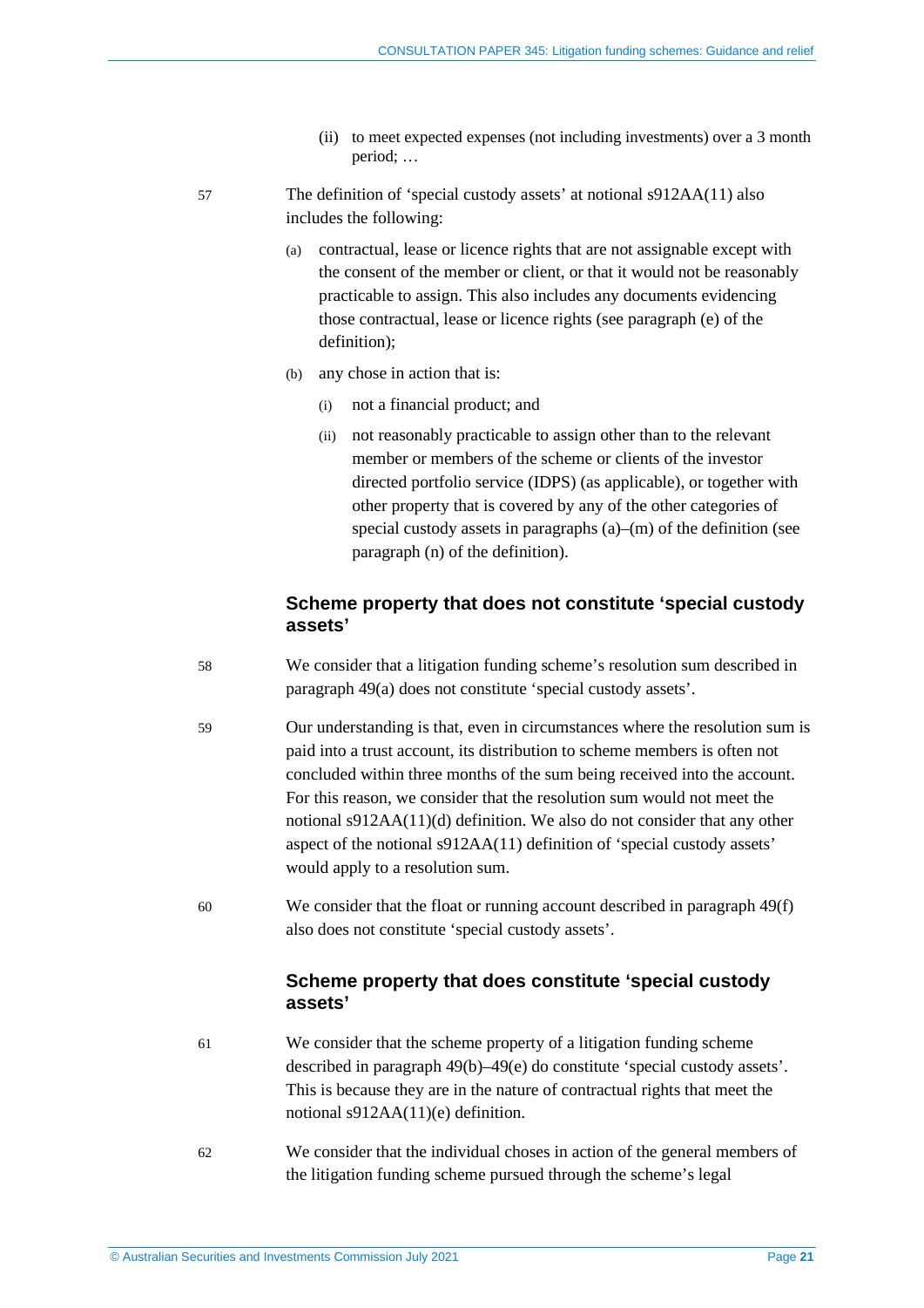(ii) to meet expected expenses (not including investments) over a 3 month period; …

57 The definition of 'special custody assets' at notional s912AA(11) also includes the following:

(a) contractual, lease or licence rights that are not assignable except with the consent of the member or client, or that it would not be reasonably practicable to assign. This also includes any documents evidencing those contractual, lease or licence rights (see paragraph (e) of the definition);

(b) any chose in action that is:

(i) not a financial product; and

(ii) not reasonably practicable to assign other than to the relevant member or members of the scheme or clients of the investor directed portfolio service (IDPS) (as applicable), or together with other property that is covered by any of the other categories of special custody assets in paragraphs (a)–(m) of the definition (see paragraph (n) of the definition).

### Scheme property that does not constitute 'special custody assets'

58 We consider that a litigation funding scheme's resolution sum described in paragraph 49(a) does not constitute 'special custody assets'.

59 Our understanding is that, even in circumstances where the resolution sum is paid into a trust account, its distribution to scheme members is often not concluded within three months of the sum being received into the account. For this reason, we consider that the resolution sum would not meet the notional s912AA(11)(d) definition. We also do not consider that any other aspect of the notional s912AA(11) definition of 'special custody assets' would apply to a resolution sum.

60 We consider that the float or running account described in paragraph 49(f) also does not constitute 'special custody assets'.

### Scheme property that does constitute 'special custody assets'

61 We consider that the scheme property of a litigation funding scheme described in paragraph 49(b)–49(e) do constitute 'special custody assets'. This is because they are in the nature of contractual rights that meet the notional s912AA(11)(e) definition.

62 We consider that the individual choses in action of the general members of the litigation funding scheme pursued through the scheme's legal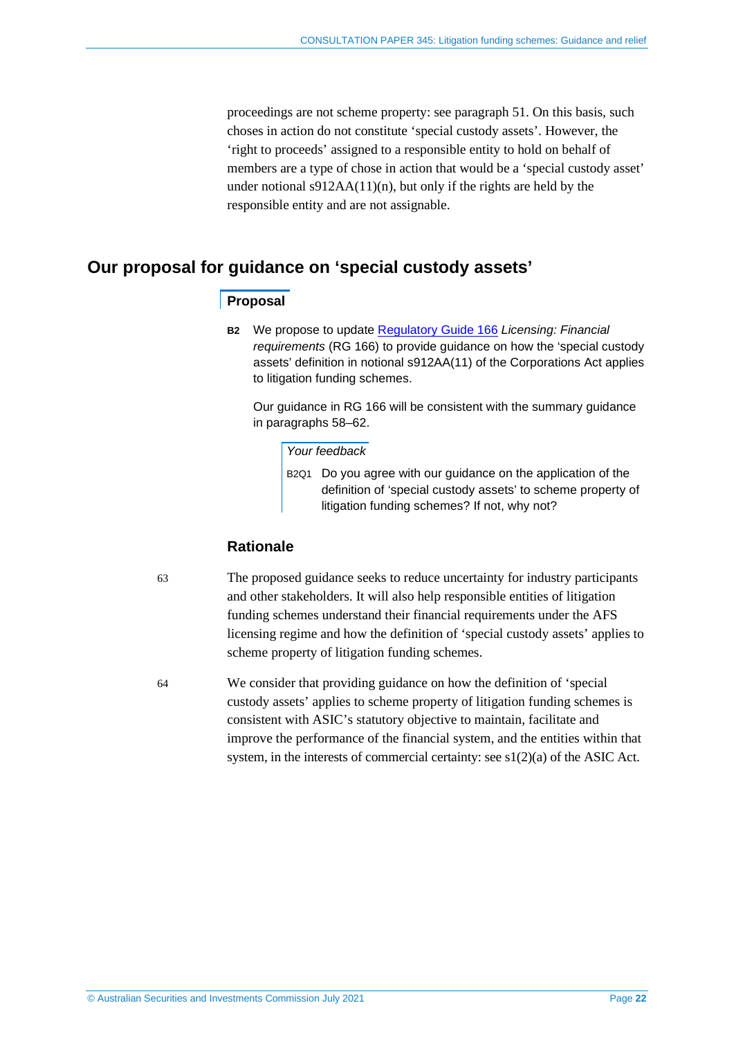proceedings are not scheme property: see paragraph 51. On this basis, such choses in action do not constitute 'special custody assets'. However, the 'right to proceeds' assigned to a responsible entity to hold on behalf of members are a type of chose in action that would be a 'special custody asset' under notional s912AA(11)(n), but only if the rights are held by the responsible entity and are not assignable.

## Our proposal for guidance on 'special custody assets'

### Proposal

**B2** We propose to update Regulatory Guide 166 *Licensing: Financial requirements* (RG 166) to provide guidance on how the 'special custody assets' definition in notional s912AA(11) of the Corporations Act applies to litigation funding schemes.

Our guidance in RG 166 will be consistent with the summary guidance in paragraphs 58–62.

*Your feedback*

B2Q1 Do you agree with our guidance on the application of the definition of 'special custody assets' to scheme property of litigation funding schemes? If not, why not?

### Rationale

63 The proposed guidance seeks to reduce uncertainty for industry participants and other stakeholders. It will also help responsible entities of litigation funding schemes understand their financial requirements under the AFS licensing regime and how the definition of 'special custody assets' applies to scheme property of litigation funding schemes.

64 We consider that providing guidance on how the definition of 'special custody assets' applies to scheme property of litigation funding schemes is consistent with ASIC's statutory objective to maintain, facilitate and improve the performance of the financial system, and the entities within that system, in the interests of commercial certainty: see s1(2)(a) of the ASIC Act.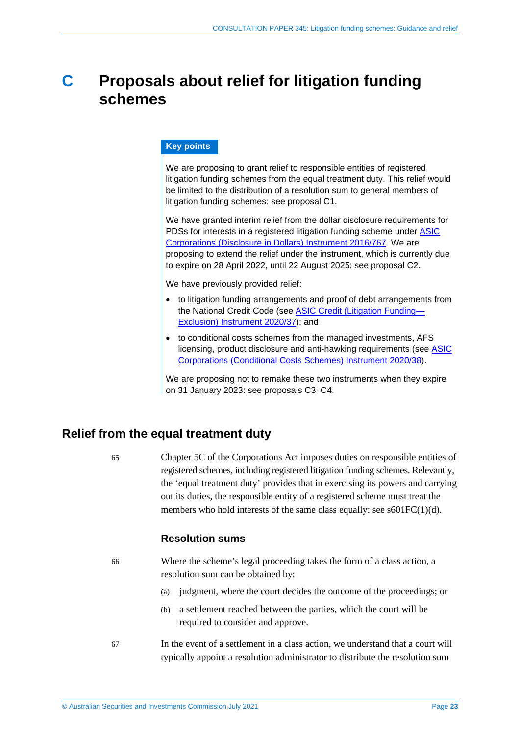# C Proposals about relief for litigation funding schemes

**Key points**

We are proposing to grant relief to responsible entities of registered litigation funding schemes from the equal treatment duty. This relief would be limited to the distribution of a resolution sum to general members of litigation funding schemes: see proposal C1.

We have granted interim relief from the dollar disclosure requirements for PDSs for interests in a registered litigation funding scheme under ASIC Corporations (Disclosure in Dollars) Instrument 2016/767. We are proposing to extend the relief under the instrument, which is currently due to expire on 28 April 2022, until 22 August 2025: see proposal C2.

We have previously provided relief:

- to litigation funding arrangements and proof of debt arrangements from the National Credit Code (see ASIC Credit (Litigation Funding—Exclusion) Instrument 2020/37); and
- to conditional costs schemes from the managed investments, AFS licensing, product disclosure and anti-hawking requirements (see ASIC Corporations (Conditional Costs Schemes) Instrument 2020/38).

We are proposing not to remake these two instruments when they expire on 31 January 2023: see proposals C3–C4.

## Relief from the equal treatment duty

65 Chapter 5C of the Corporations Act imposes duties on responsible entities of registered schemes, including registered litigation funding schemes. Relevantly, the 'equal treatment duty' provides that in exercising its powers and carrying out its duties, the responsible entity of a registered scheme must treat the members who hold interests of the same class equally: see s601FC(1)(d).

### Resolution sums

66 Where the scheme's legal proceeding takes the form of a class action, a resolution sum can be obtained by:

(a) judgment, where the court decides the outcome of the proceedings; or

(b) a settlement reached between the parties, which the court will be required to consider and approve.

67 In the event of a settlement in a class action, we understand that a court will typically appoint a resolution administrator to distribute the resolution sum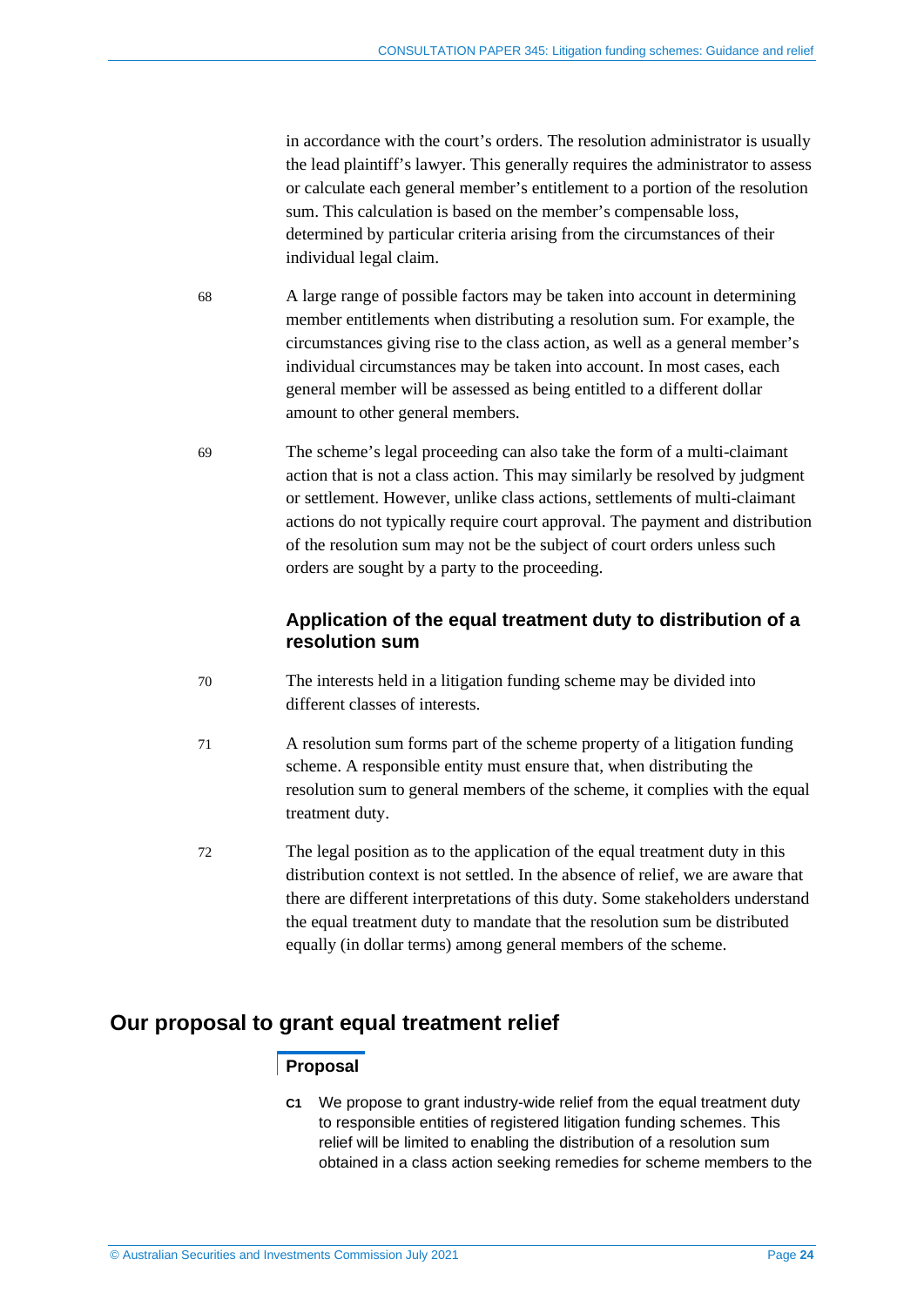in accordance with the court's orders. The resolution administrator is usually the lead plaintiff's lawyer. This generally requires the administrator to assess or calculate each general member's entitlement to a portion of the resolution sum. This calculation is based on the member's compensable loss, determined by particular criteria arising from the circumstances of their individual legal claim.

68 A large range of possible factors may be taken into account in determining member entitlements when distributing a resolution sum. For example, the circumstances giving rise to the class action, as well as a general member's individual circumstances may be taken into account. In most cases, each general member will be assessed as being entitled to a different dollar amount to other general members.

69 The scheme's legal proceeding can also take the form of a multi-claimant action that is not a class action. This may similarly be resolved by judgment or settlement. However, unlike class actions, settlements of multi-claimant actions do not typically require court approval. The payment and distribution of the resolution sum may not be the subject of court orders unless such orders are sought by a party to the proceeding.

### Application of the equal treatment duty to distribution of a resolution sum

70 The interests held in a litigation funding scheme may be divided into different classes of interests.

71 A resolution sum forms part of the scheme property of a litigation funding scheme. A responsible entity must ensure that, when distributing the resolution sum to general members of the scheme, it complies with the equal treatment duty.

72 The legal position as to the application of the equal treatment duty in this distribution context is not settled. In the absence of relief, we are aware that there are different interpretations of this duty. Some stakeholders understand the equal treatment duty to mandate that the resolution sum be distributed equally (in dollar terms) among general members of the scheme.

## Our proposal to grant equal treatment relief

#### Proposal

**C1** We propose to grant industry-wide relief from the equal treatment duty to responsible entities of registered litigation funding schemes. This relief will be limited to enabling the distribution of a resolution sum obtained in a class action seeking remedies for scheme members to the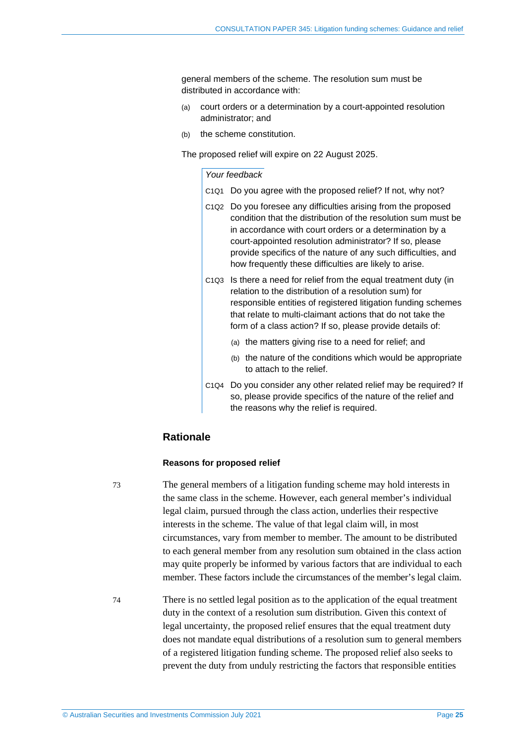general members of the scheme. The resolution sum must be distributed in accordance with:

(a) court orders or a determination by a court-appointed resolution administrator; and

(b) the scheme constitution.

The proposed relief will expire on 22 August 2025.

> *Your feedback*
>
> C1Q1 Do you agree with the proposed relief? If not, why not?
>
> C1Q2 Do you foresee any difficulties arising from the proposed condition that the distribution of the resolution sum must be in accordance with court orders or a determination by a court-appointed resolution administrator? If so, please provide specifics of the nature of any such difficulties, and how frequently these difficulties are likely to arise.
>
> C1Q3 Is there a need for relief from the equal treatment duty (in relation to the distribution of a resolution sum) for responsible entities of registered litigation funding schemes that relate to multi-claimant actions that do not take the form of a class action? If so, please provide details of:
>
> (a) the matters giving rise to a need for relief; and
>
> (b) the nature of the conditions which would be appropriate to attach to the relief.
>
> C1Q4 Do you consider any other related relief may be required? If so, please provide specifics of the nature of the relief and the reasons why the relief is required.

## Rationale

### Reasons for proposed relief

73 The general members of a litigation funding scheme may hold interests in the same class in the scheme. However, each general member's individual legal claim, pursued through the class action, underlies their respective interests in the scheme. The value of that legal claim will, in most circumstances, vary from member to member. The amount to be distributed to each general member from any resolution sum obtained in the class action may quite properly be informed by various factors that are individual to each member. These factors include the circumstances of the member's legal claim.

74 There is no settled legal position as to the application of the equal treatment duty in the context of a resolution sum distribution. Given this context of legal uncertainty, the proposed relief ensures that the equal treatment duty does not mandate equal distributions of a resolution sum to general members of a registered litigation funding scheme. The proposed relief also seeks to prevent the duty from unduly restricting the factors that responsible entities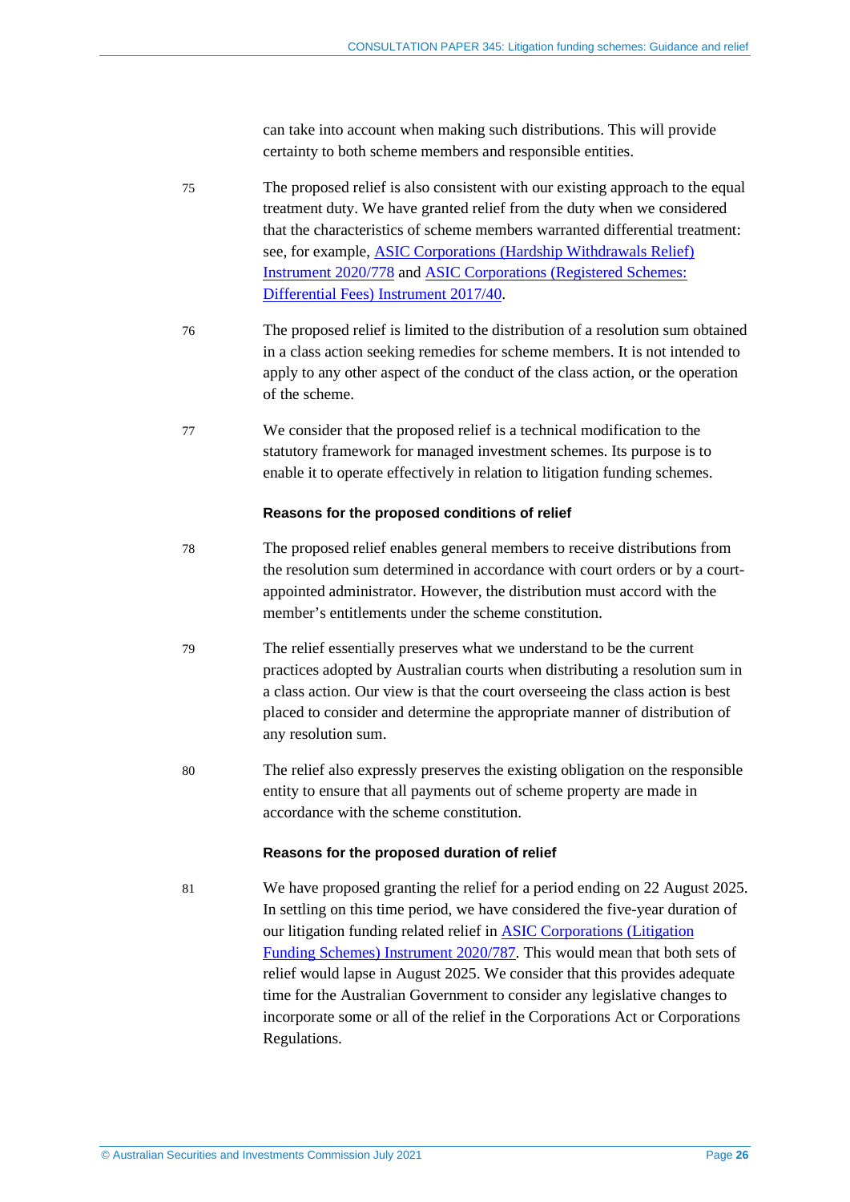can take into account when making such distributions. This will provide certainty to both scheme members and responsible entities.

75 The proposed relief is also consistent with our existing approach to the equal treatment duty. We have granted relief from the duty when we considered that the characteristics of scheme members warranted differential treatment: see, for example, [ASIC Corporations (Hardship Withdrawals Relief) Instrument 2020/778] and [ASIC Corporations (Registered Schemes: Differential Fees) Instrument 2017/40].

76 The proposed relief is limited to the distribution of a resolution sum obtained in a class action seeking remedies for scheme members. It is not intended to apply to any other aspect of the conduct of the class action, or the operation of the scheme.

77 We consider that the proposed relief is a technical modification to the statutory framework for managed investment schemes. Its purpose is to enable it to operate effectively in relation to litigation funding schemes.

#### Reasons for the proposed conditions of relief

78 The proposed relief enables general members to receive distributions from the resolution sum determined in accordance with court orders or by a court-appointed administrator. However, the distribution must accord with the member's entitlements under the scheme constitution.

79 The relief essentially preserves what we understand to be the current practices adopted by Australian courts when distributing a resolution sum in a class action. Our view is that the court overseeing the class action is best placed to consider and determine the appropriate manner of distribution of any resolution sum.

80 The relief also expressly preserves the existing obligation on the responsible entity to ensure that all payments out of scheme property are made in accordance with the scheme constitution.

#### Reasons for the proposed duration of relief

81 We have proposed granting the relief for a period ending on 22 August 2025. In settling on this time period, we have considered the five-year duration of our litigation funding related relief in [ASIC Corporations (Litigation Funding Schemes) Instrument 2020/787]. This would mean that both sets of relief would lapse in August 2025. We consider that this provides adequate time for the Australian Government to consider any legislative changes to incorporate some or all of the relief in the Corporations Act or Corporations Regulations.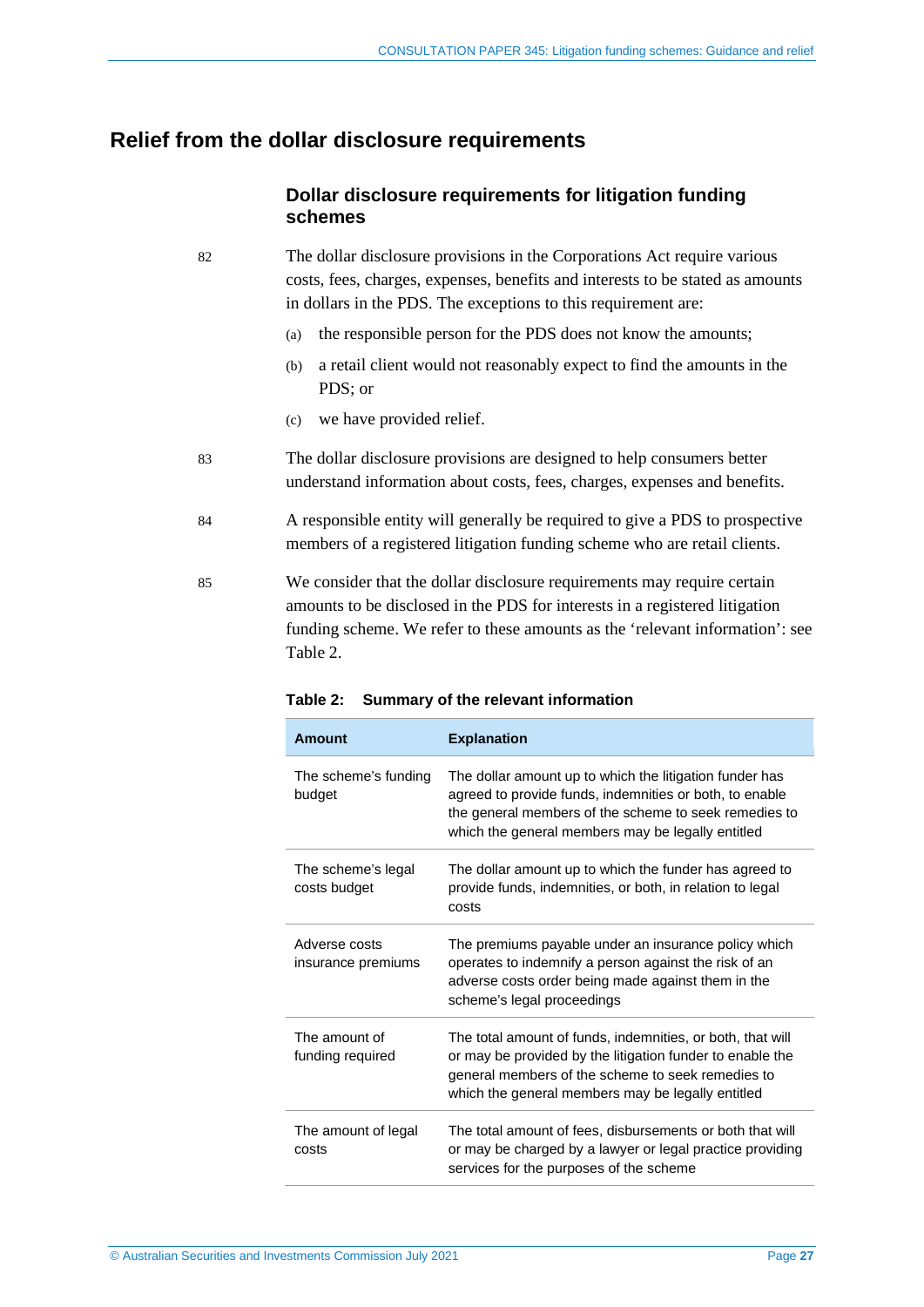## Relief from the dollar disclosure requirements

### Dollar disclosure requirements for litigation funding schemes

82 The dollar disclosure provisions in the Corporations Act require various costs, fees, charges, expenses, benefits and interests to be stated as amounts in dollars in the PDS. The exceptions to this requirement are:

(a) the responsible person for the PDS does not know the amounts;

(b) a retail client would not reasonably expect to find the amounts in the PDS; or

(c) we have provided relief.

83 The dollar disclosure provisions are designed to help consumers better understand information about costs, fees, charges, expenses and benefits.

84 A responsible entity will generally be required to give a PDS to prospective members of a registered litigation funding scheme who are retail clients.

85 We consider that the dollar disclosure requirements may require certain amounts to be disclosed in the PDS for interests in a registered litigation funding scheme. We refer to these amounts as the 'relevant information': see Table 2.

**Table 2: Summary of the relevant information**

| Amount | Explanation |
|---|---|
| The scheme's funding budget | The dollar amount up to which the litigation funder has agreed to provide funds, indemnities or both, to enable the general members of the scheme to seek remedies to which the general members may be legally entitled |
| The scheme's legal costs budget | The dollar amount up to which the funder has agreed to provide funds, indemnities, or both, in relation to legal costs |
| Adverse costs insurance premiums | The premiums payable under an insurance policy which operates to indemnify a person against the risk of an adverse costs order being made against them in the scheme's legal proceedings |
| The amount of funding required | The total amount of funds, indemnities, or both, that will or may be provided by the litigation funder to enable the general members of the scheme to seek remedies to which the general members may be legally entitled |
| The amount of legal costs | The total amount of fees, disbursements or both that will or may be charged by a lawyer or legal practice providing services for the purposes of the scheme |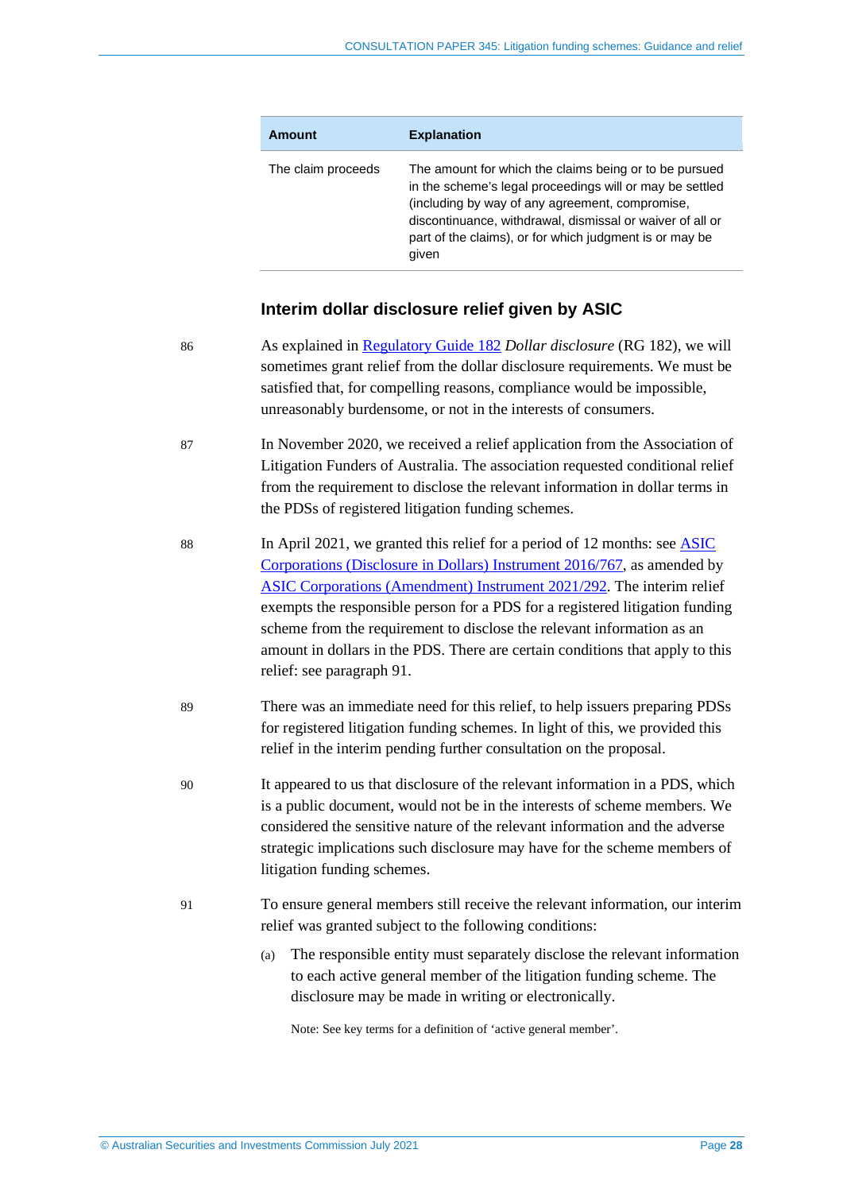| Amount | Explanation |
| --- | --- |
| The claim proceeds | The amount for which the claims being or to be pursued in the scheme's legal proceedings will or may be settled (including by way of any agreement, compromise, discontinuance, withdrawal, dismissal or waiver of all or part of the claims), or for which judgment is or may be given |

### Interim dollar disclosure relief given by ASIC

86 As explained in Regulatory Guide 182 *Dollar disclosure* (RG 182), we will sometimes grant relief from the dollar disclosure requirements. We must be satisfied that, for compelling reasons, compliance would be impossible, unreasonably burdensome, or not in the interests of consumers.

87 In November 2020, we received a relief application from the Association of Litigation Funders of Australia. The association requested conditional relief from the requirement to disclose the relevant information in dollar terms in the PDSs of registered litigation funding schemes.

88 In April 2021, we granted this relief for a period of 12 months: see ASIC Corporations (Disclosure in Dollars) Instrument 2016/767, as amended by ASIC Corporations (Amendment) Instrument 2021/292. The interim relief exempts the responsible person for a PDS for a registered litigation funding scheme from the requirement to disclose the relevant information as an amount in dollars in the PDS. There are certain conditions that apply to this relief: see paragraph 91.

89 There was an immediate need for this relief, to help issuers preparing PDSs for registered litigation funding schemes. In light of this, we provided this relief in the interim pending further consultation on the proposal.

90 It appeared to us that disclosure of the relevant information in a PDS, which is a public document, would not be in the interests of scheme members. We considered the sensitive nature of the relevant information and the adverse strategic implications such disclosure may have for the scheme members of litigation funding schemes.

91 To ensure general members still receive the relevant information, our interim relief was granted subject to the following conditions:

(a) The responsible entity must separately disclose the relevant information to each active general member of the litigation funding scheme. The disclosure may be made in writing or electronically.

Note: See key terms for a definition of 'active general member'.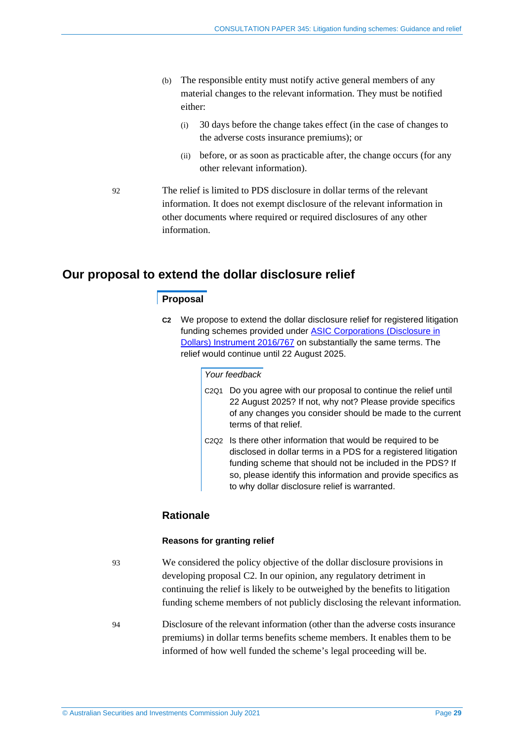(b) The responsible entity must notify active general members of any material changes to the relevant information. They must be notified either:

   (i) 30 days before the change takes effect (in the case of changes to the adverse costs insurance premiums); or

   (ii) before, or as soon as practicable after, the change occurs (for any other relevant information).

92 The relief is limited to PDS disclosure in dollar terms of the relevant information. It does not exempt disclosure of the relevant information in other documents where required or required disclosures of any other information.

## Our proposal to extend the dollar disclosure relief

### Proposal

**C2** We propose to extend the dollar disclosure relief for registered litigation funding schemes provided under [ASIC Corporations (Disclosure in Dollars) Instrument 2016/767] on substantially the same terms. The relief would continue until 22 August 2025.

*Your feedback*

C2Q1 Do you agree with our proposal to continue the relief until 22 August 2025? If not, why not? Please provide specifics of any changes you consider should be made to the current terms of that relief.

C2Q2 Is there other information that would be required to be disclosed in dollar terms in a PDS for a registered litigation funding scheme that should not be included in the PDS? If so, please identify this information and provide specifics as to why dollar disclosure relief is warranted.

### Rationale

#### Reasons for granting relief

93 We considered the policy objective of the dollar disclosure provisions in developing proposal C2. In our opinion, any regulatory detriment in continuing the relief is likely to be outweighed by the benefits to litigation funding scheme members of not publicly disclosing the relevant information.

94 Disclosure of the relevant information (other than the adverse costs insurance premiums) in dollar terms benefits scheme members. It enables them to be informed of how well funded the scheme's legal proceeding will be.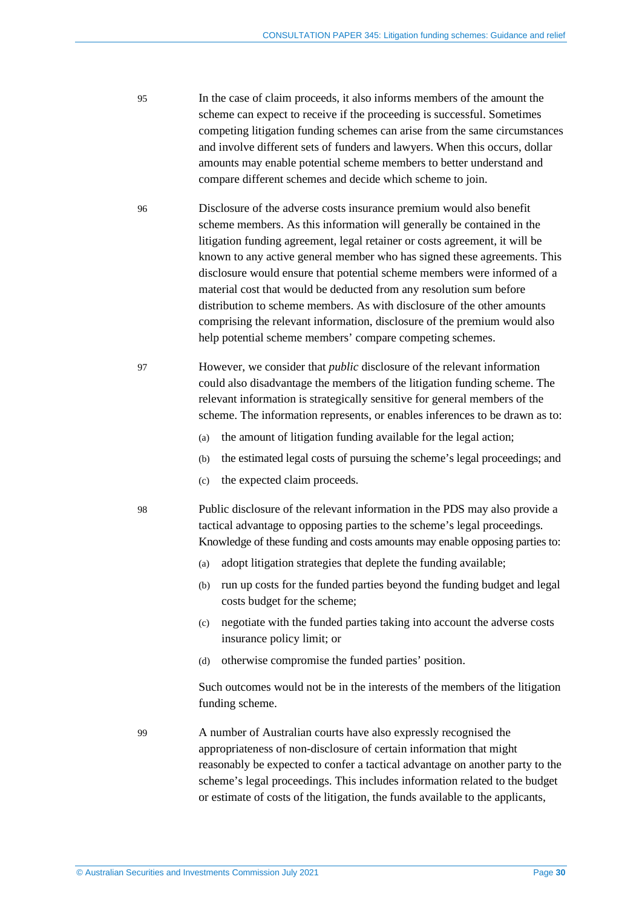95 In the case of claim proceeds, it also informs members of the amount the scheme can expect to receive if the proceeding is successful. Sometimes competing litigation funding schemes can arise from the same circumstances and involve different sets of funders and lawyers. When this occurs, dollar amounts may enable potential scheme members to better understand and compare different schemes and decide which scheme to join.

96 Disclosure of the adverse costs insurance premium would also benefit scheme members. As this information will generally be contained in the litigation funding agreement, legal retainer or costs agreement, it will be known to any active general member who has signed these agreements. This disclosure would ensure that potential scheme members were informed of a material cost that would be deducted from any resolution sum before distribution to scheme members. As with disclosure of the other amounts comprising the relevant information, disclosure of the premium would also help potential scheme members' compare competing schemes.

97 However, we consider that *public* disclosure of the relevant information could also disadvantage the members of the litigation funding scheme. The relevant information is strategically sensitive for general members of the scheme. The information represents, or enables inferences to be drawn as to:

(a) the amount of litigation funding available for the legal action;

(b) the estimated legal costs of pursuing the scheme's legal proceedings; and

(c) the expected claim proceeds.

98 Public disclosure of the relevant information in the PDS may also provide a tactical advantage to opposing parties to the scheme's legal proceedings. Knowledge of these funding and costs amounts may enable opposing parties to:

(a) adopt litigation strategies that deplete the funding available;

(b) run up costs for the funded parties beyond the funding budget and legal costs budget for the scheme;

(c) negotiate with the funded parties taking into account the adverse costs insurance policy limit; or

(d) otherwise compromise the funded parties' position.

Such outcomes would not be in the interests of the members of the litigation funding scheme.

99 A number of Australian courts have also expressly recognised the appropriateness of non-disclosure of certain information that might reasonably be expected to confer a tactical advantage on another party to the scheme's legal proceedings. This includes information related to the budget or estimate of costs of the litigation, the funds available to the applicants,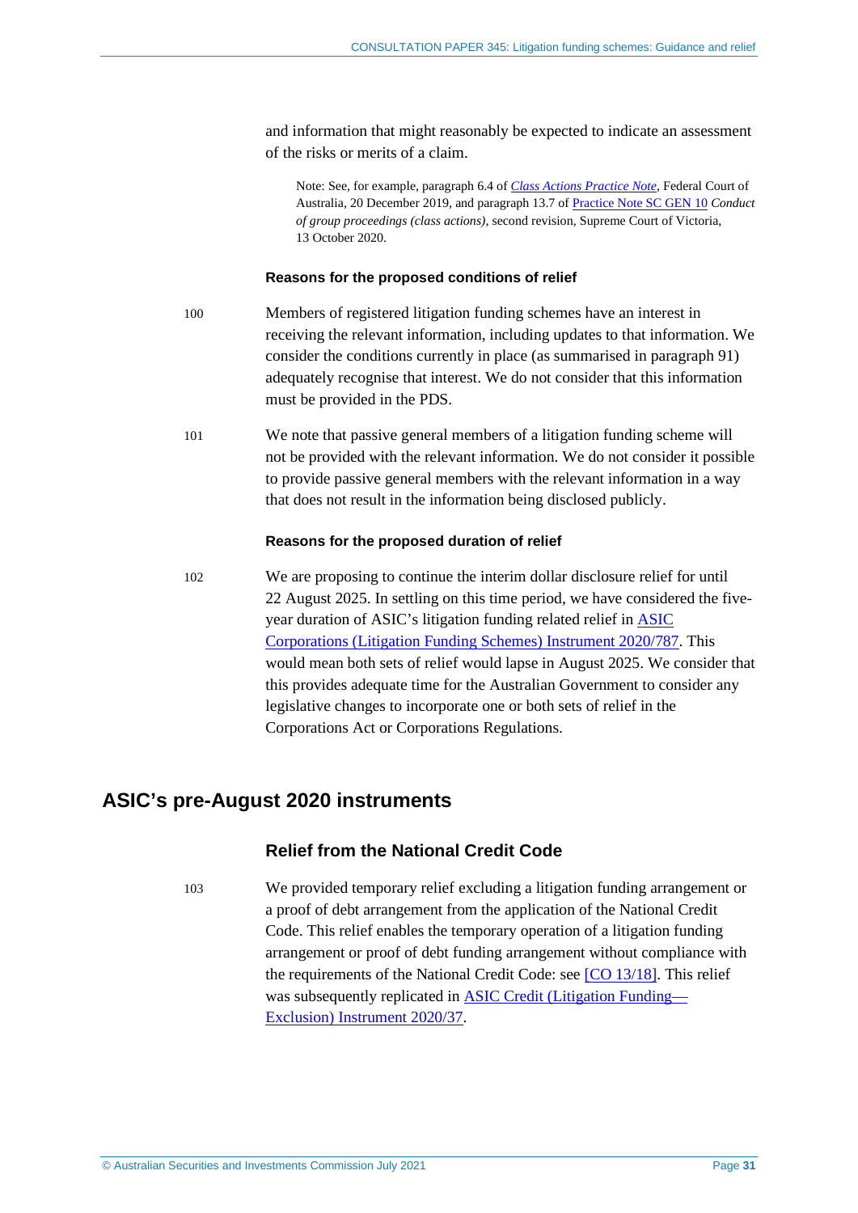and information that might reasonably be expected to indicate an assessment of the risks or merits of a claim.

Note: See, for example, paragraph 6.4 of *Class Actions Practice Note*, Federal Court of Australia, 20 December 2019, and paragraph 13.7 of Practice Note SC GEN 10 *Conduct of group proceedings (class actions)*, second revision, Supreme Court of Victoria, 13 October 2020.

#### Reasons for the proposed conditions of relief

100 Members of registered litigation funding schemes have an interest in receiving the relevant information, including updates to that information. We consider the conditions currently in place (as summarised in paragraph 91) adequately recognise that interest. We do not consider that this information must be provided in the PDS.

101 We note that passive general members of a litigation funding scheme will not be provided with the relevant information. We do not consider it possible to provide passive general members with the relevant information in a way that does not result in the information being disclosed publicly.

#### Reasons for the proposed duration of relief

102 We are proposing to continue the interim dollar disclosure relief for until 22 August 2025. In settling on this time period, we have considered the five-year duration of ASIC's litigation funding related relief in ASIC Corporations (Litigation Funding Schemes) Instrument 2020/787. This would mean both sets of relief would lapse in August 2025. We consider that this provides adequate time for the Australian Government to consider any legislative changes to incorporate one or both sets of relief in the Corporations Act or Corporations Regulations.

## ASIC's pre-August 2020 instruments

### Relief from the National Credit Code

103 We provided temporary relief excluding a litigation funding arrangement or a proof of debt arrangement from the application of the National Credit Code. This relief enables the temporary operation of a litigation funding arrangement or proof of debt funding arrangement without compliance with the requirements of the National Credit Code: see [CO 13/18]. This relief was subsequently replicated in ASIC Credit (Litigation Funding—Exclusion) Instrument 2020/37.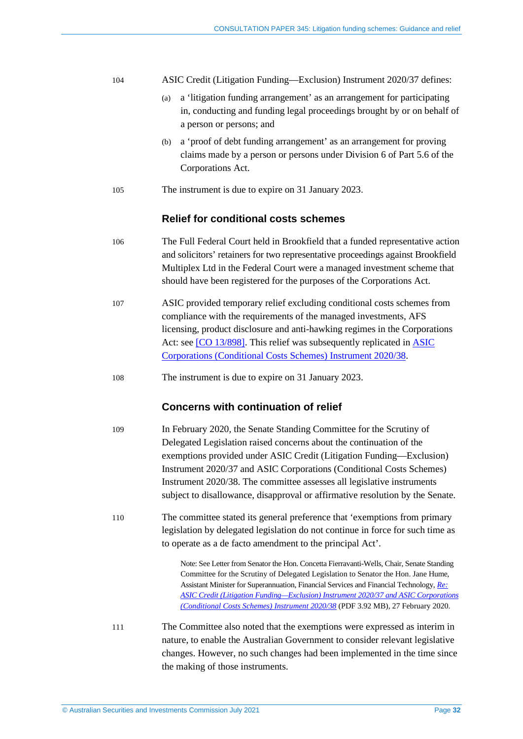104 ASIC Credit (Litigation Funding—Exclusion) Instrument 2020/37 defines:

(a) a 'litigation funding arrangement' as an arrangement for participating in, conducting and funding legal proceedings brought by or on behalf of a person or persons; and

(b) a 'proof of debt funding arrangement' as an arrangement for proving claims made by a person or persons under Division 6 of Part 5.6 of the Corporations Act.

105 The instrument is due to expire on 31 January 2023.

### Relief for conditional costs schemes

106 The Full Federal Court held in Brookfield that a funded representative action and solicitors' retainers for two representative proceedings against Brookfield Multiplex Ltd in the Federal Court were a managed investment scheme that should have been registered for the purposes of the Corporations Act.

107 ASIC provided temporary relief excluding conditional costs schemes from compliance with the requirements of the managed investments, AFS licensing, product disclosure and anti-hawking regimes in the Corporations Act: see [CO 13/898]. This relief was subsequently replicated in ASIC Corporations (Conditional Costs Schemes) Instrument 2020/38.

108 The instrument is due to expire on 31 January 2023.

### Concerns with continuation of relief

109 In February 2020, the Senate Standing Committee for the Scrutiny of Delegated Legislation raised concerns about the continuation of the exemptions provided under ASIC Credit (Litigation Funding—Exclusion) Instrument 2020/37 and ASIC Corporations (Conditional Costs Schemes) Instrument 2020/38. The committee assesses all legislative instruments subject to disallowance, disapproval or affirmative resolution by the Senate.

110 The committee stated its general preference that 'exemptions from primary legislation by delegated legislation do not continue in force for such time as to operate as a de facto amendment to the principal Act'.

Note: See Letter from Senator the Hon. Concetta Fierravanti-Wells, Chair, Senate Standing Committee for the Scrutiny of Delegated Legislation to Senator the Hon. Jane Hume, Assistant Minister for Superannuation, Financial Services and Financial Technology, *Re: ASIC Credit (Litigation Funding—Exclusion) Instrument 2020/37 and ASIC Corporations (Conditional Costs Schemes) Instrument 2020/38* (PDF 3.92 MB), 27 February 2020.

111 The Committee also noted that the exemptions were expressed as interim in nature, to enable the Australian Government to consider relevant legislative changes. However, no such changes had been implemented in the time since the making of those instruments.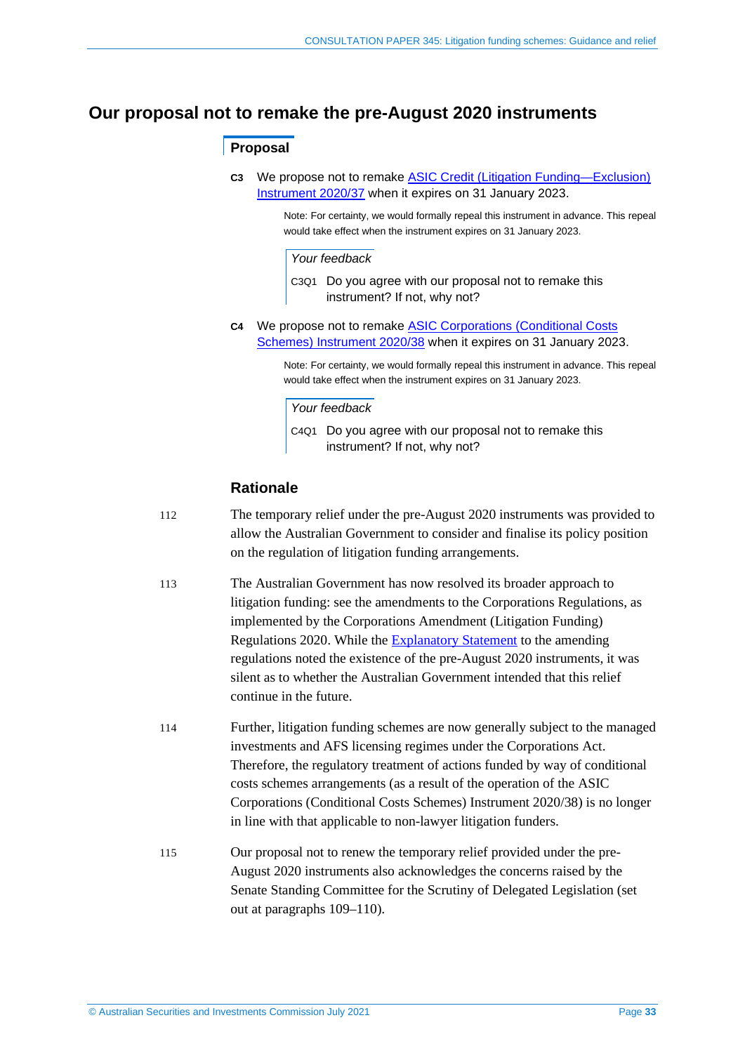## Our proposal not to remake the pre-August 2020 instruments

### Proposal

**C3** We propose not to remake ASIC Credit (Litigation Funding—Exclusion) Instrument 2020/37 when it expires on 31 January 2023.

Note: For certainty, we would formally repeal this instrument in advance. This repeal would take effect when the instrument expires on 31 January 2023.

*Your feedback*

C3Q1 Do you agree with our proposal not to remake this instrument? If not, why not?

**C4** We propose not to remake ASIC Corporations (Conditional Costs Schemes) Instrument 2020/38 when it expires on 31 January 2023.

Note: For certainty, we would formally repeal this instrument in advance. This repeal would take effect when the instrument expires on 31 January 2023.

*Your feedback*

C4Q1 Do you agree with our proposal not to remake this instrument? If not, why not?

### Rationale

112 The temporary relief under the pre-August 2020 instruments was provided to allow the Australian Government to consider and finalise its policy position on the regulation of litigation funding arrangements.

113 The Australian Government has now resolved its broader approach to litigation funding: see the amendments to the Corporations Regulations, as implemented by the Corporations Amendment (Litigation Funding) Regulations 2020. While the Explanatory Statement to the amending regulations noted the existence of the pre-August 2020 instruments, it was silent as to whether the Australian Government intended that this relief continue in the future.

114 Further, litigation funding schemes are now generally subject to the managed investments and AFS licensing regimes under the Corporations Act. Therefore, the regulatory treatment of actions funded by way of conditional costs schemes arrangements (as a result of the operation of the ASIC Corporations (Conditional Costs Schemes) Instrument 2020/38) is no longer in line with that applicable to non-lawyer litigation funders.

115 Our proposal not to renew the temporary relief provided under the pre-August 2020 instruments also acknowledges the concerns raised by the Senate Standing Committee for the Scrutiny of Delegated Legislation (set out at paragraphs 109–110).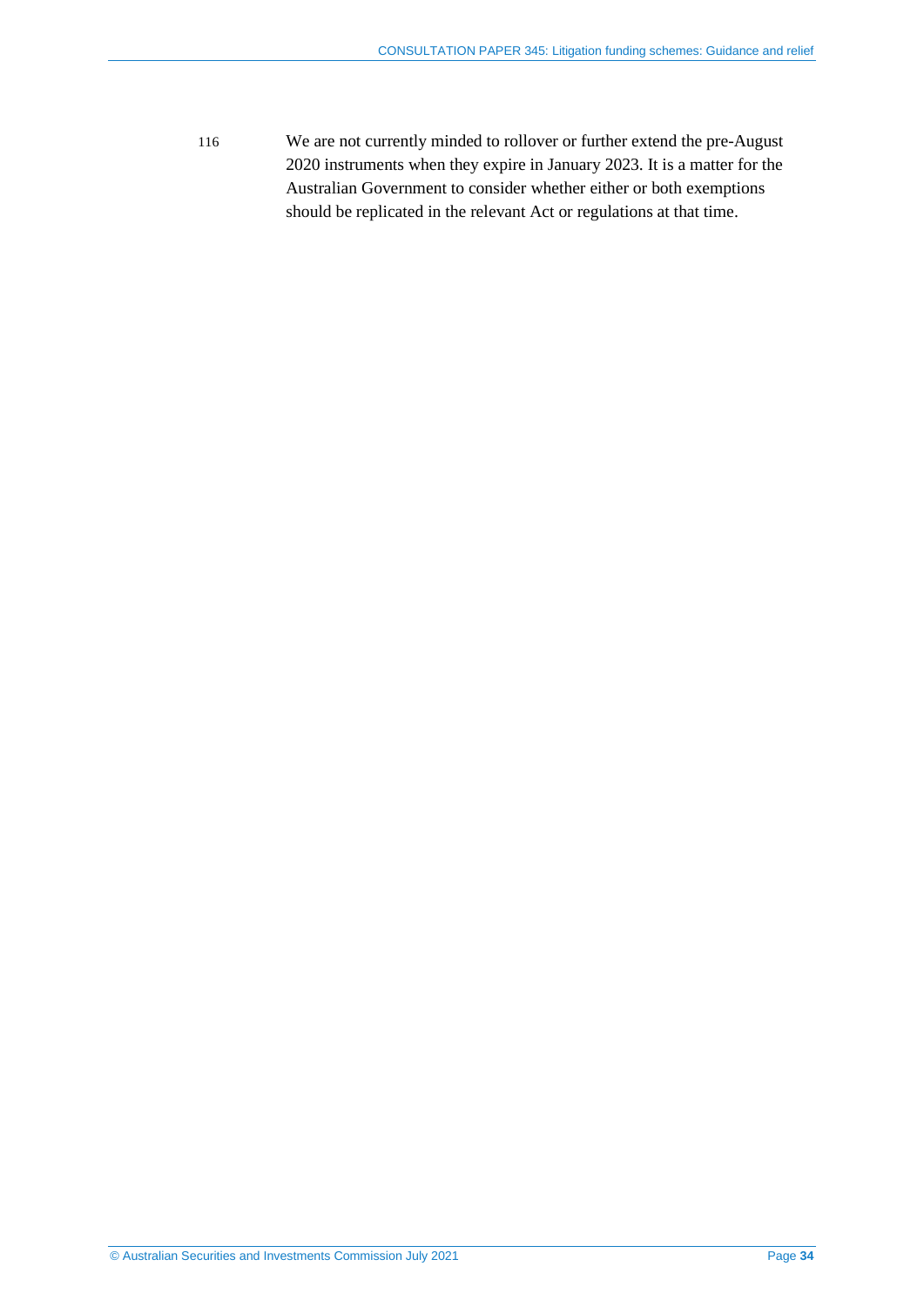116 We are not currently minded to rollover or further extend the pre-August 2020 instruments when they expire in January 2023. It is a matter for the Australian Government to consider whether either or both exemptions should be replicated in the relevant Act or regulations at that time.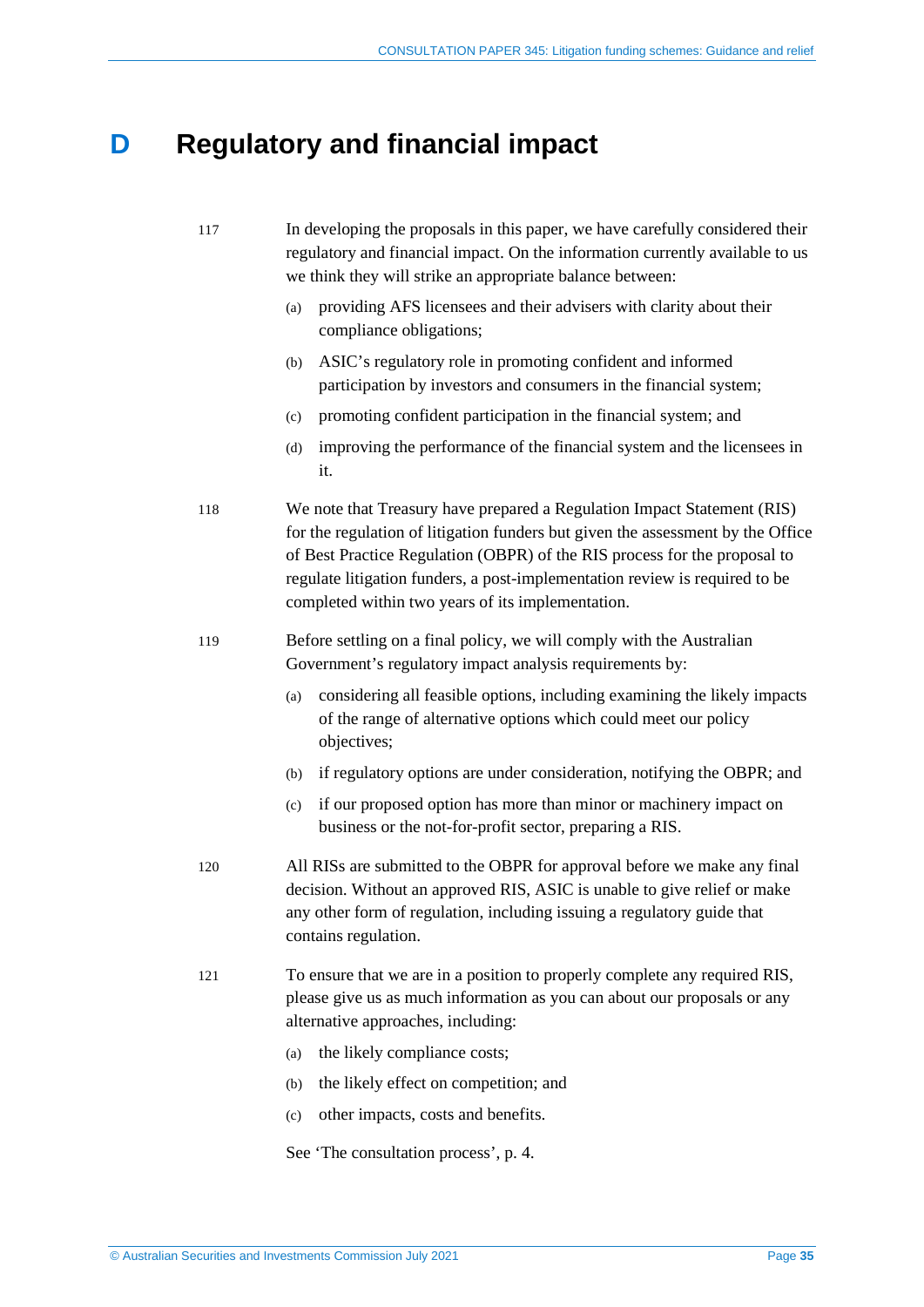# D Regulatory and financial impact

117 In developing the proposals in this paper, we have carefully considered their regulatory and financial impact. On the information currently available to us we think they will strike an appropriate balance between:

(a) providing AFS licensees and their advisers with clarity about their compliance obligations;

(b) ASIC's regulatory role in promoting confident and informed participation by investors and consumers in the financial system;

(c) promoting confident participation in the financial system; and

(d) improving the performance of the financial system and the licensees in it.

118 We note that Treasury have prepared a Regulation Impact Statement (RIS) for the regulation of litigation funders but given the assessment by the Office of Best Practice Regulation (OBPR) of the RIS process for the proposal to regulate litigation funders, a post-implementation review is required to be completed within two years of its implementation.

119 Before settling on a final policy, we will comply with the Australian Government's regulatory impact analysis requirements by:

(a) considering all feasible options, including examining the likely impacts of the range of alternative options which could meet our policy objectives;

(b) if regulatory options are under consideration, notifying the OBPR; and

(c) if our proposed option has more than minor or machinery impact on business or the not-for-profit sector, preparing a RIS.

120 All RISs are submitted to the OBPR for approval before we make any final decision. Without an approved RIS, ASIC is unable to give relief or make any other form of regulation, including issuing a regulatory guide that contains regulation.

121 To ensure that we are in a position to properly complete any required RIS, please give us as much information as you can about our proposals or any alternative approaches, including:

(a) the likely compliance costs;

(b) the likely effect on competition; and

(c) other impacts, costs and benefits.

See 'The consultation process', p. 4.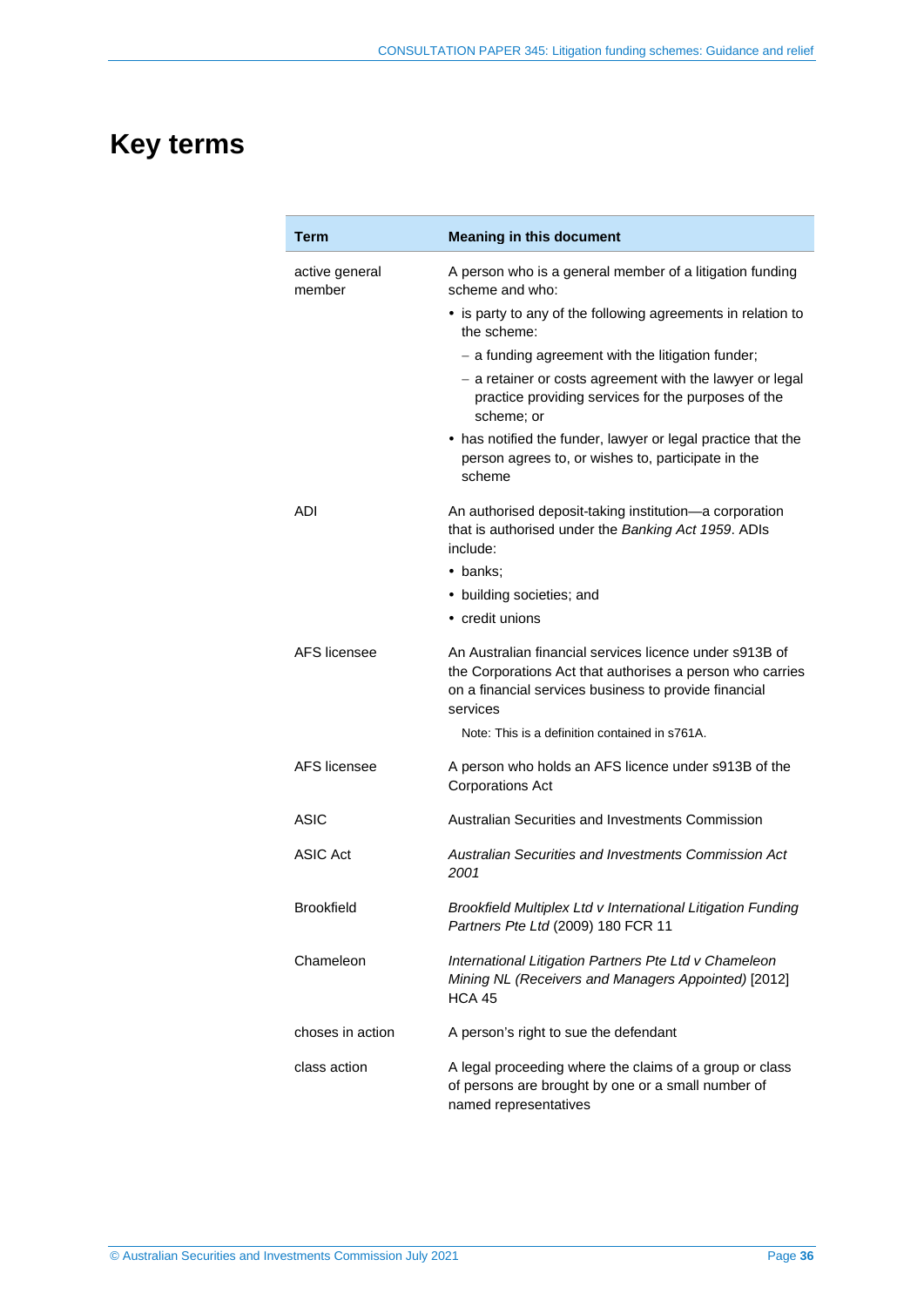# Key terms

| Term | Meaning in this document |
|---|---|
| active general member | A person who is a general member of a litigation funding scheme and who:<br>• is party to any of the following agreements in relation to the scheme:<br>– a funding agreement with the litigation funder;<br>– a retainer or costs agreement with the lawyer or legal practice providing services for the purposes of the scheme; or<br>• has notified the funder, lawyer or legal practice that the person agrees to, or wishes to, participate in the scheme |
| ADI | An authorised deposit-taking institution—a corporation that is authorised under the *Banking Act 1959*. ADIs include:<br>• banks;<br>• building societies; and<br>• credit unions |
| AFS licensee | An Australian financial services licence under s913B of the Corporations Act that authorises a person who carries on a financial services business to provide financial services<br>Note: This is a definition contained in s761A. |
| AFS licensee | A person who holds an AFS licence under s913B of the Corporations Act |
| ASIC | Australian Securities and Investments Commission |
| ASIC Act | *Australian Securities and Investments Commission Act 2001* |
| Brookfield | *Brookfield Multiplex Ltd v International Litigation Funding Partners Pte Ltd* (2009) 180 FCR 11 |
| Chameleon | *International Litigation Partners Pte Ltd v Chameleon Mining NL (Receivers and Managers Appointed)* [2012] HCA 45 |
| choses in action | A person's right to sue the defendant |
| class action | A legal proceeding where the claims of a group or class of persons are brought by one or a small number of named representatives |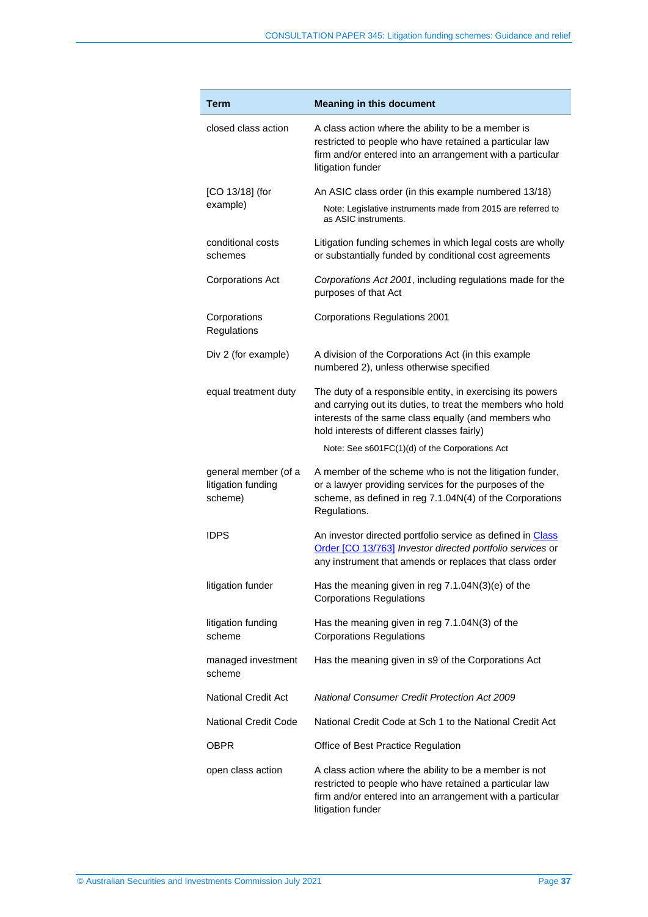| Term | Meaning in this document |
|---|---|
| closed class action | A class action where the ability to be a member is restricted to people who have retained a particular law firm and/or entered into an arrangement with a particular litigation funder |
| [CO 13/18] (for example) | An ASIC class order (in this example numbered 13/18)<br>Note: Legislative instruments made from 2015 are referred to as ASIC instruments. |
| conditional costs schemes | Litigation funding schemes in which legal costs are wholly or substantially funded by conditional cost agreements |
| Corporations Act | *Corporations Act 2001*, including regulations made for the purposes of that Act |
| Corporations Regulations | Corporations Regulations 2001 |
| Div 2 (for example) | A division of the Corporations Act (in this example numbered 2), unless otherwise specified |
| equal treatment duty | The duty of a responsible entity, in exercising its powers and carrying out its duties, to treat the members who hold interests of the same class equally (and members who hold interests of different classes fairly)<br>Note: See s601FC(1)(d) of the Corporations Act |
| general member (of a litigation funding scheme) | A member of the scheme who is not the litigation funder, or a lawyer providing services for the purposes of the scheme, as defined in reg 7.1.04N(4) of the Corporations Regulations. |
| IDPS | An investor directed portfolio service as defined in Class Order [CO 13/763] *Investor directed portfolio services* or any instrument that amends or replaces that class order |
| litigation funder | Has the meaning given in reg 7.1.04N(3)(e) of the Corporations Regulations |
| litigation funding scheme | Has the meaning given in reg 7.1.04N(3) of the Corporations Regulations |
| managed investment scheme | Has the meaning given in s9 of the Corporations Act |
| National Credit Act | *National Consumer Credit Protection Act 2009* |
| National Credit Code | National Credit Code at Sch 1 to the National Credit Act |
| OBPR | Office of Best Practice Regulation |
| open class action | A class action where the ability to be a member is not restricted to people who have retained a particular law firm and/or entered into an arrangement with a particular litigation funder |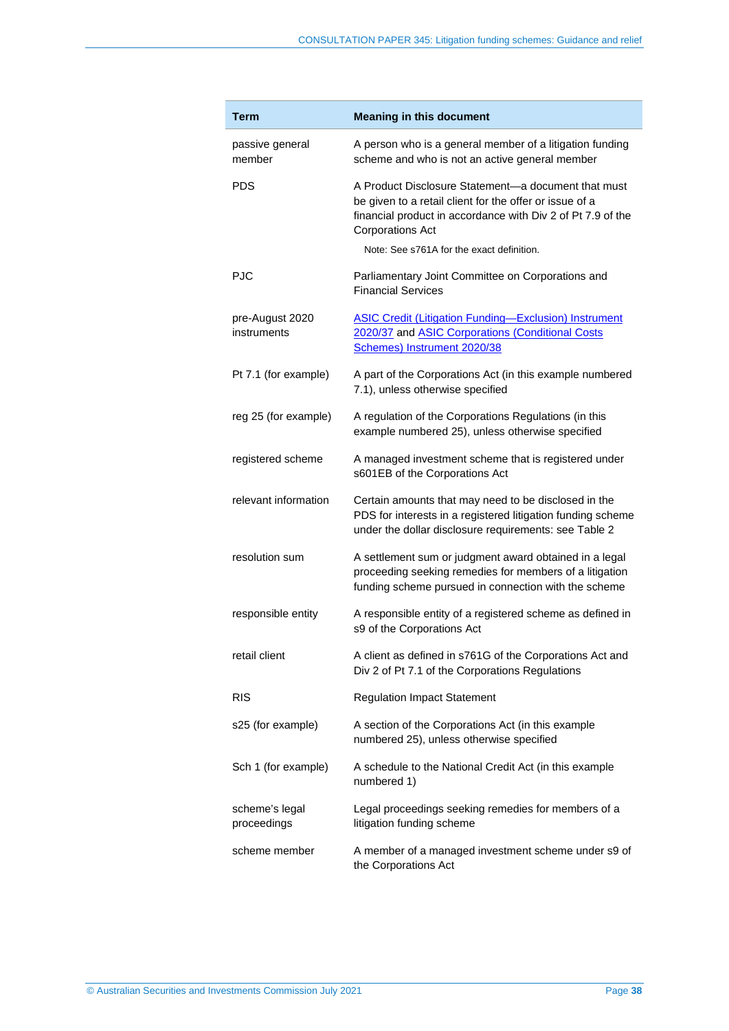| Term | Meaning in this document |
|---|---|
| passive general member | A person who is a general member of a litigation funding scheme and who is not an active general member |
| PDS | A Product Disclosure Statement—a document that must be given to a retail client for the offer or issue of a financial product in accordance with Div 2 of Pt 7.9 of the Corporations Act<br><br>Note: See s761A for the exact definition. |
| PJC | Parliamentary Joint Committee on Corporations and Financial Services |
| pre-August 2020 instruments | [ASIC Credit (Litigation Funding—Exclusion) Instrument 2020/37] and [ASIC Corporations (Conditional Costs Schemes) Instrument 2020/38] |
| Pt 7.1 (for example) | A part of the Corporations Act (in this example numbered 7.1), unless otherwise specified |
| reg 25 (for example) | A regulation of the Corporations Regulations (in this example numbered 25), unless otherwise specified |
| registered scheme | A managed investment scheme that is registered under s601EB of the Corporations Act |
| relevant information | Certain amounts that may need to be disclosed in the PDS for interests in a registered litigation funding scheme under the dollar disclosure requirements: see Table 2 |
| resolution sum | A settlement sum or judgment award obtained in a legal proceeding seeking remedies for members of a litigation funding scheme pursued in connection with the scheme |
| responsible entity | A responsible entity of a registered scheme as defined in s9 of the Corporations Act |
| retail client | A client as defined in s761G of the Corporations Act and Div 2 of Pt 7.1 of the Corporations Regulations |
| RIS | Regulation Impact Statement |
| s25 (for example) | A section of the Corporations Act (in this example numbered 25), unless otherwise specified |
| Sch 1 (for example) | A schedule to the National Credit Act (in this example numbered 1) |
| scheme's legal proceedings | Legal proceedings seeking remedies for members of a litigation funding scheme |
| scheme member | A member of a managed investment scheme under s9 of the Corporations Act |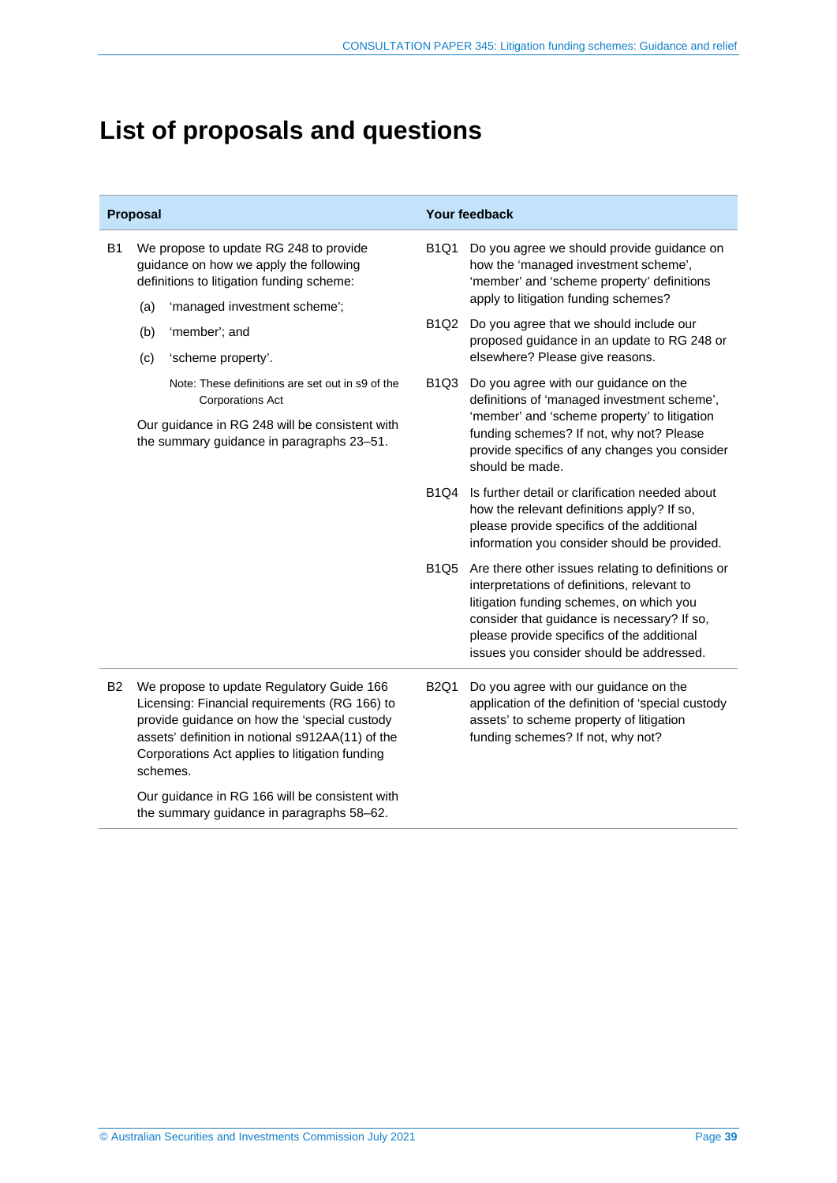# List of proposals and questions

| Proposal | Your feedback |
| --- | --- |
| B1 We propose to update RG 248 to provide guidance on how we apply the following definitions to litigation funding scheme:<br>(a) 'managed investment scheme';<br>(b) 'member'; and<br>(c) 'scheme property'.<br>Note: These definitions are set out in s9 of the Corporations Act<br>Our guidance in RG 248 will be consistent with the summary guidance in paragraphs 23–51. | B1Q1 Do you agree we should provide guidance on how the 'managed investment scheme', 'member' and 'scheme property' definitions apply to litigation funding schemes?<br>B1Q2 Do you agree that we should include our proposed guidance in an update to RG 248 or elsewhere? Please give reasons.<br>B1Q3 Do you agree with our guidance on the definitions of 'managed investment scheme', 'member' and 'scheme property' to litigation funding schemes? If not, why not? Please provide specifics of any changes you consider should be made.<br>B1Q4 Is further detail or clarification needed about how the relevant definitions apply? If so, please provide specifics of the additional information you consider should be provided.<br>B1Q5 Are there other issues relating to definitions or interpretations of definitions, relevant to litigation funding schemes, on which you consider that guidance is necessary? If so, please provide specifics of the additional issues you consider should be addressed. |
| B2 We propose to update Regulatory Guide 166 Licensing: Financial requirements (RG 166) to provide guidance on how the 'special custody assets' definition in notional s912AA(11) of the Corporations Act applies to litigation funding schemes.<br>Our guidance in RG 166 will be consistent with the summary guidance in paragraphs 58–62. | B2Q1 Do you agree with our guidance on the application of the definition of 'special custody assets' to scheme property of litigation funding schemes? If not, why not? |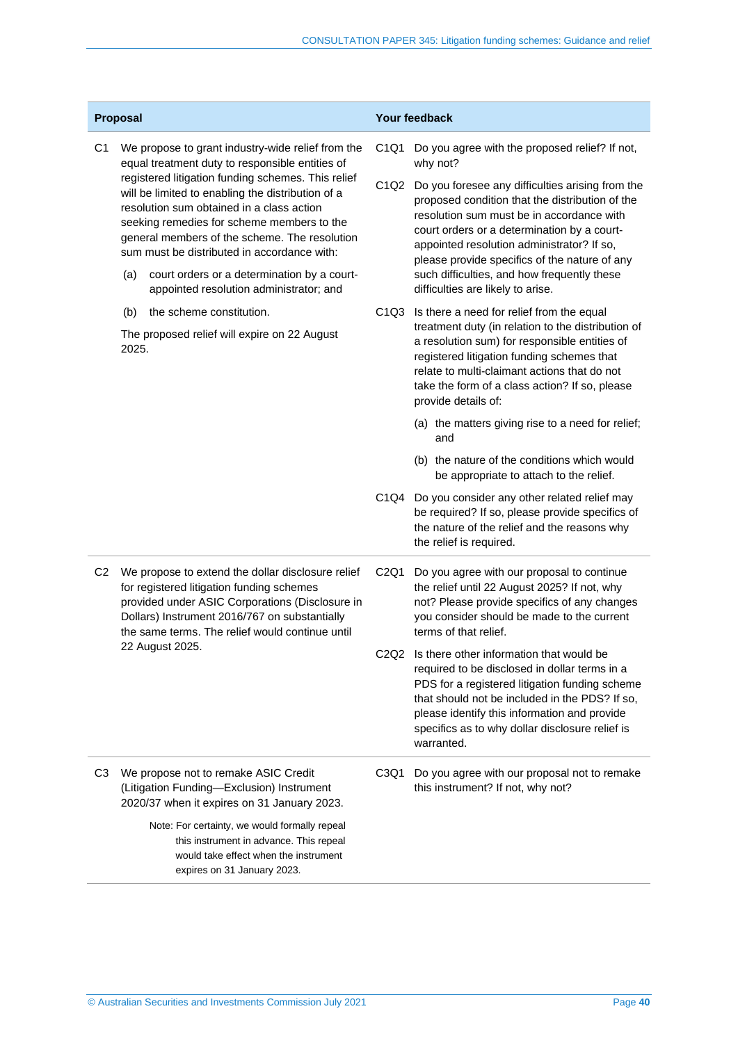| Proposal | Your feedback |
|---|---|
| C1 We propose to grant industry-wide relief from the equal treatment duty to responsible entities of registered litigation funding schemes. This relief will be limited to enabling the distribution of a resolution sum obtained in a class action seeking remedies for scheme members to the general members of the scheme. The resolution sum must be distributed in accordance with:<br><br>(a) court orders or a determination by a court-appointed resolution administrator; and<br><br>(b) the scheme constitution.<br><br>The proposed relief will expire on 22 August 2025. | C1Q1 Do you agree with the proposed relief? If not, why not?<br><br>C1Q2 Do you foresee any difficulties arising from the proposed condition that the distribution of the resolution sum must be in accordance with court orders or a determination by a court-appointed resolution administrator? If so, please provide specifics of the nature of any such difficulties, and how frequently these difficulties are likely to arise.<br><br>C1Q3 Is there a need for relief from the equal treatment duty (in relation to the distribution of a resolution sum) for responsible entities of registered litigation funding schemes that relate to multi-claimant actions that do not take the form of a class action? If so, please provide details of:<br><br>(a) the matters giving rise to a need for relief; and<br><br>(b) the nature of the conditions which would be appropriate to attach to the relief.<br><br>C1Q4 Do you consider any other related relief may be required? If so, please provide specifics of the nature of the relief and the reasons why the relief is required. |
| C2 We propose to extend the dollar disclosure relief for registered litigation funding schemes provided under ASIC Corporations (Disclosure in Dollars) Instrument 2016/767 on substantially the same terms. The relief would continue until 22 August 2025. | C2Q1 Do you agree with our proposal to continue the relief until 22 August 2025? If not, why not? Please provide specifics of any changes you consider should be made to the current terms of that relief.<br><br>C2Q2 Is there other information that would be required to be disclosed in dollar terms in a PDS for a registered litigation funding scheme that should not be included in the PDS? If so, please identify this information and provide specifics as to why dollar disclosure relief is warranted. |
| C3 We propose not to remake ASIC Credit (Litigation Funding—Exclusion) Instrument 2020/37 when it expires on 31 January 2023.<br><br>Note: For certainty, we would formally repeal this instrument in advance. This repeal would take effect when the instrument expires on 31 January 2023. | C3Q1 Do you agree with our proposal not to remake this instrument? If not, why not? |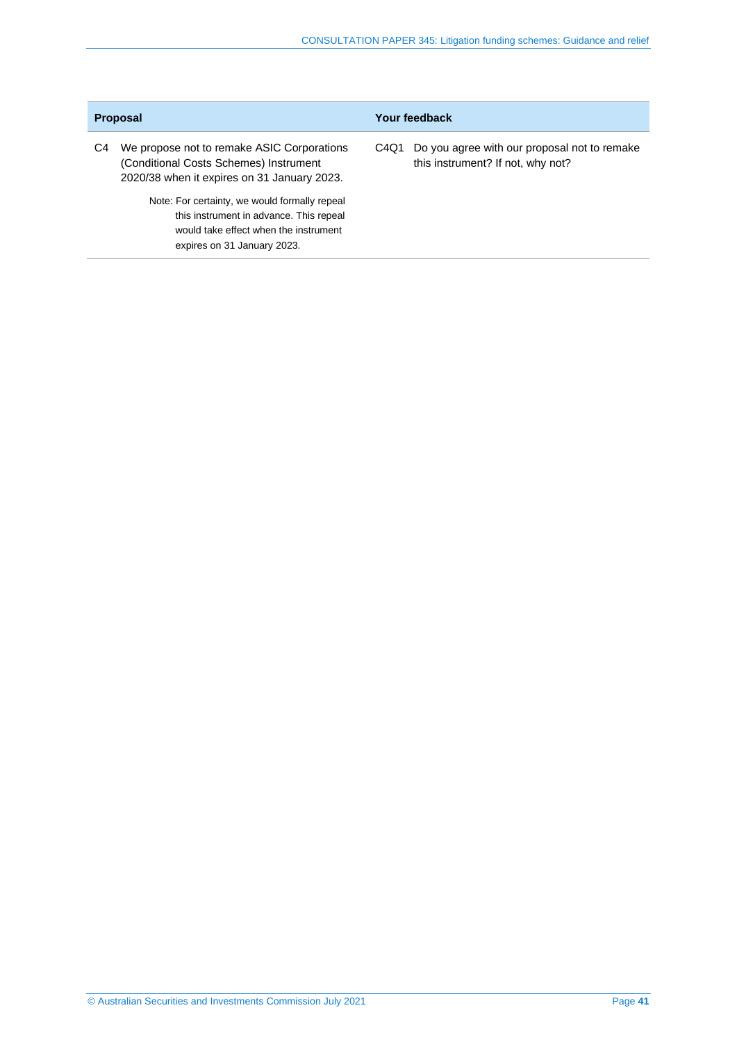| Proposal | Your feedback |
| --- | --- |
| C4 We propose not to remake ASIC Corporations (Conditional Costs Schemes) Instrument 2020/38 when it expires on 31 January 2023.<br><br>Note: For certainty, we would formally repeal this instrument in advance. This repeal would take effect when the instrument expires on 31 January 2023. | C4Q1 Do you agree with our proposal not to remake this instrument? If not, why not? |